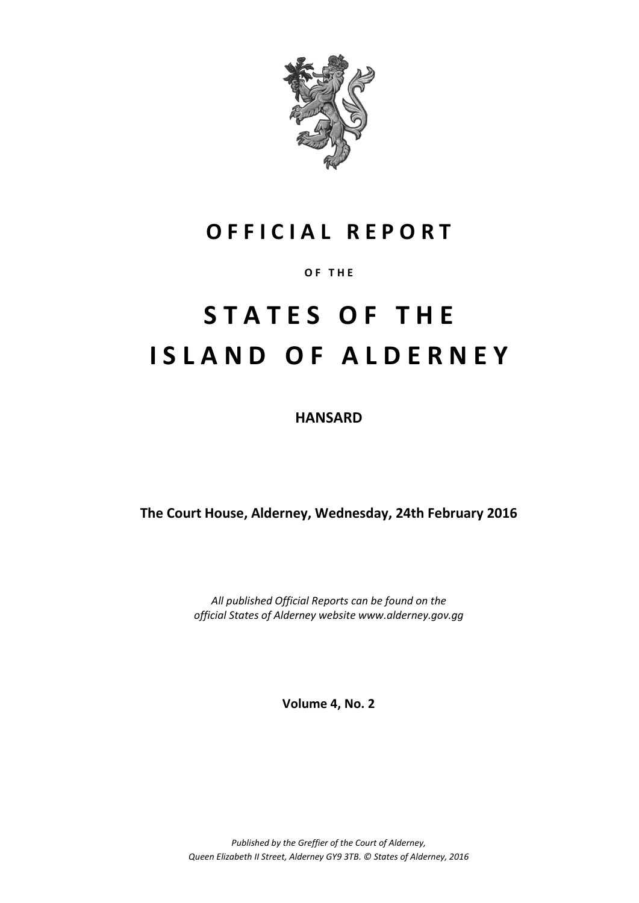# OFFICIAL REPORT

OF THE

# STATES OF THE ISLAND OF ALDERNEY

**HANSARD**

**The Court House, Alderney, Wednesday, 24th February 2016**

*All published Official Reports can be found on the official States of Alderney website www.alderney.gov.gg*

**Volume 4, No. 2**

*Published by the Greffier of the Court of Alderney, Queen Elizabeth II Street, Alderney GY9 3TB. © States of Alderney, 2016*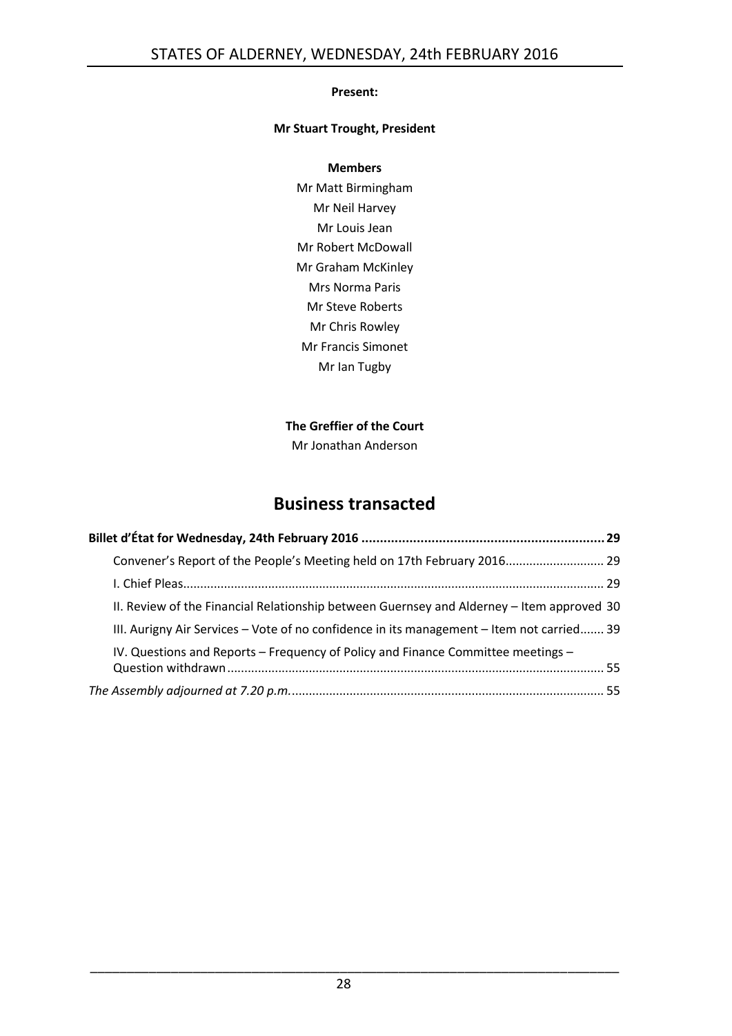**Present:**

**Mr Stuart Trought, President**

**Members**

Mr Matt Birmingham
Mr Neil Harvey
Mr Louis Jean
Mr Robert McDowall
Mr Graham McKinley
Mrs Norma Paris
Mr Steve Roberts
Mr Chris Rowley
Mr Francis Simonet
Mr Ian Tugby

**The Greffier of the Court**

Mr Jonathan Anderson

# Business transacted

**Billet d'État for Wednesday, 24th February 2016 .................................................................. 29**

Convener's Report of the People's Meeting held on 17th February 2016............................ 29

I. Chief Pleas.......................................................................................................................... 29

II. Review of the Financial Relationship between Guernsey and Alderney – Item approved 30

III. Aurigny Air Services – Vote of no confidence in its management – Item not carried....... 39

IV. Questions and Reports – Frequency of Policy and Finance Committee meetings – Question withdrawn............................................................................................................. 55

*The Assembly adjourned at 7.20 p.m.*........................................................................................... 55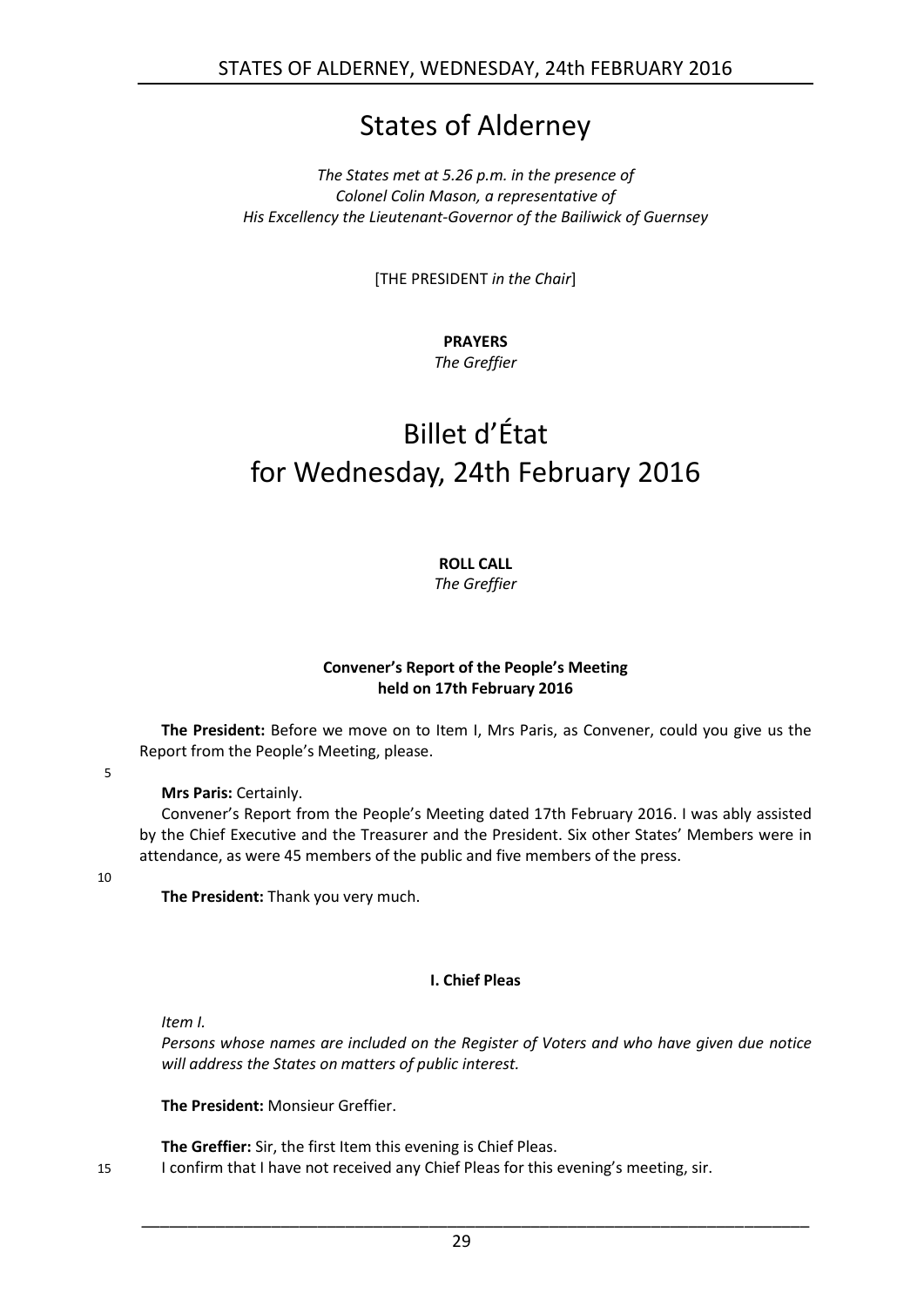# States of Alderney

*The States met at 5.26 p.m. in the presence of*
*Colonel Colin Mason, a representative of*
*His Excellency the Lieutenant-Governor of the Bailiwick of Guernsey*

[THE PRESIDENT *in the Chair*]

**PRAYERS**
*The Greffier*

# Billet d'État for Wednesday, 24th February 2016

**ROLL CALL**
*The Greffier*

### Convener's Report of the People's Meeting held on 17th February 2016

**The President:** Before we move on to Item I, Mrs Paris, as Convener, could you give us the Report from the People's Meeting, please.

5

**Mrs Paris:** Certainly.

Convener's Report from the People's Meeting dated 17th February 2016. I was ably assisted by the Chief Executive and the Treasurer and the President. Six other States' Members were in attendance, as were 45 members of the public and five members of the press.

10

**The President:** Thank you very much.

### I. Chief Pleas

*Item I.*

*Persons whose names are included on the Register of Voters and who have given due notice will address the States on matters of public interest.*

**The President:** Monsieur Greffier.

**The Greffier:** Sir, the first Item this evening is Chief Pleas.

15 I confirm that I have not received any Chief Pleas for this evening's meeting, sir.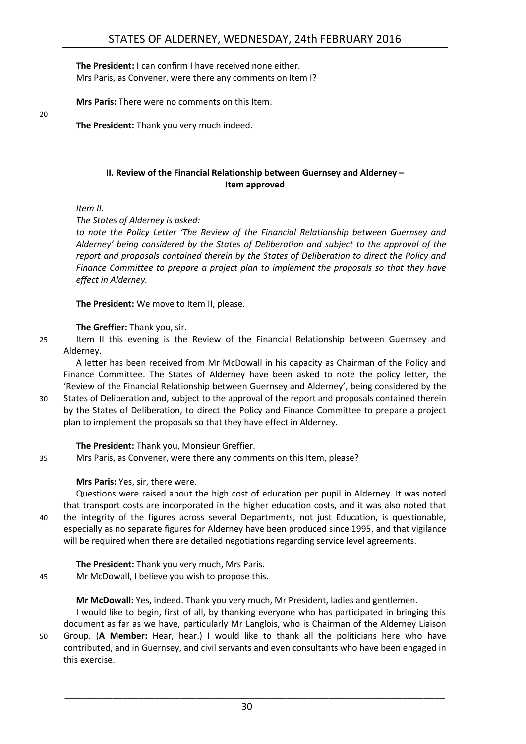**The President:** I can confirm I have received none either.
Mrs Paris, as Convener, were there any comments on Item I?

**Mrs Paris:** There were no comments on this Item.

**The President:** Thank you very much indeed.

## II. Review of the Financial Relationship between Guernsey and Alderney – Item approved

*Item II.*

*The States of Alderney is asked:*

*to note the Policy Letter 'The Review of the Financial Relationship between Guernsey and Alderney' being considered by the States of Deliberation and subject to the approval of the report and proposals contained therein by the States of Deliberation to direct the Policy and Finance Committee to prepare a project plan to implement the proposals so that they have effect in Alderney.*

**The President:** We move to Item II, please.

**The Greffier:** Thank you, sir.

Item II this evening is the Review of the Financial Relationship between Guernsey and Alderney.

A letter has been received from Mr McDowall in his capacity as Chairman of the Policy and Finance Committee. The States of Alderney have been asked to note the policy letter, the 'Review of the Financial Relationship between Guernsey and Alderney', being considered by the States of Deliberation and, subject to the approval of the report and proposals contained therein by the States of Deliberation, to direct the Policy and Finance Committee to prepare a project plan to implement the proposals so that they have effect in Alderney.

**The President:** Thank you, Monsieur Greffier.
Mrs Paris, as Convener, were there any comments on this Item, please?

**Mrs Paris:** Yes, sir, there were.

Questions were raised about the high cost of education per pupil in Alderney. It was noted that transport costs are incorporated in the higher education costs, and it was also noted that the integrity of the figures across several Departments, not just Education, is questionable, especially as no separate figures for Alderney have been produced since 1995, and that vigilance will be required when there are detailed negotiations regarding service level agreements.

**The President:** Thank you very much, Mrs Paris.
Mr McDowall, I believe you wish to propose this.

**Mr McDowall:** Yes, indeed. Thank you very much, Mr President, ladies and gentlemen.

I would like to begin, first of all, by thanking everyone who has participated in bringing this document as far as we have, particularly Mr Langlois, who is Chairman of the Alderney Liaison Group. (**A Member:** Hear, hear.) I would like to thank all the politicians here who have contributed, and in Guernsey, and civil servants and even consultants who have been engaged in this exercise.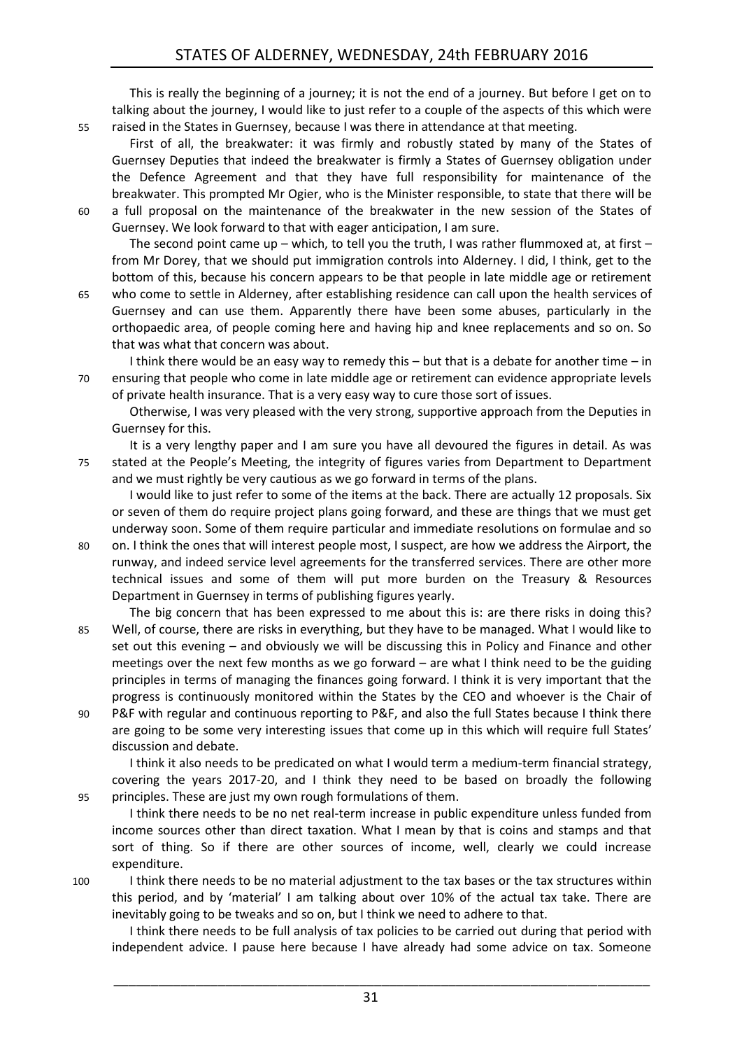This is really the beginning of a journey; it is not the end of a journey. But before I get on to talking about the journey, I would like to just refer to a couple of the aspects of this which were raised in the States in Guernsey, because I was there in attendance at that meeting.

First of all, the breakwater: it was firmly and robustly stated by many of the States of Guernsey Deputies that indeed the breakwater is firmly a States of Guernsey obligation under the Defence Agreement and that they have full responsibility for maintenance of the breakwater. This prompted Mr Ogier, who is the Minister responsible, to state that there will be a full proposal on the maintenance of the breakwater in the new session of the States of Guernsey. We look forward to that with eager anticipation, I am sure.

The second point came up – which, to tell you the truth, I was rather flummoxed at, at first – from Mr Dorey, that we should put immigration controls into Alderney. I did, I think, get to the bottom of this, because his concern appears to be that people in late middle age or retirement who come to settle in Alderney, after establishing residence can call upon the health services of Guernsey and can use them. Apparently there have been some abuses, particularly in the orthopaedic area, of people coming here and having hip and knee replacements and so on. So that was what that concern was about.

I think there would be an easy way to remedy this – but that is a debate for another time – in ensuring that people who come in late middle age or retirement can evidence appropriate levels of private health insurance. That is a very easy way to cure those sort of issues.

Otherwise, I was very pleased with the very strong, supportive approach from the Deputies in Guernsey for this.

It is a very lengthy paper and I am sure you have all devoured the figures in detail. As was stated at the People's Meeting, the integrity of figures varies from Department to Department and we must rightly be very cautious as we go forward in terms of the plans.

I would like to just refer to some of the items at the back. There are actually 12 proposals. Six or seven of them do require project plans going forward, and these are things that we must get underway soon. Some of them require particular and immediate resolutions on formulae and so on. I think the ones that will interest people most, I suspect, are how we address the Airport, the runway, and indeed service level agreements for the transferred services. There are other more technical issues and some of them will put more burden on the Treasury & Resources Department in Guernsey in terms of publishing figures yearly.

The big concern that has been expressed to me about this is: are there risks in doing this? Well, of course, there are risks in everything, but they have to be managed. What I would like to set out this evening – and obviously we will be discussing this in Policy and Finance and other meetings over the next few months as we go forward – are what I think need to be the guiding principles in terms of managing the finances going forward. I think it is very important that the progress is continuously monitored within the States by the CEO and whoever is the Chair of P&F with regular and continuous reporting to P&F, and also the full States because I think there are going to be some very interesting issues that come up in this which will require full States' discussion and debate.

I think it also needs to be predicated on what I would term a medium-term financial strategy, covering the years 2017-20, and I think they need to be based on broadly the following principles. These are just my own rough formulations of them.

I think there needs to be no net real-term increase in public expenditure unless funded from income sources other than direct taxation. What I mean by that is coins and stamps and that sort of thing. So if there are other sources of income, well, clearly we could increase expenditure.

I think there needs to be no material adjustment to the tax bases or the tax structures within this period, and by 'material' I am talking about over 10% of the actual tax take. There are inevitably going to be tweaks and so on, but I think we need to adhere to that.

I think there needs to be full analysis of tax policies to be carried out during that period with independent advice. I pause here because I have already had some advice on tax. Someone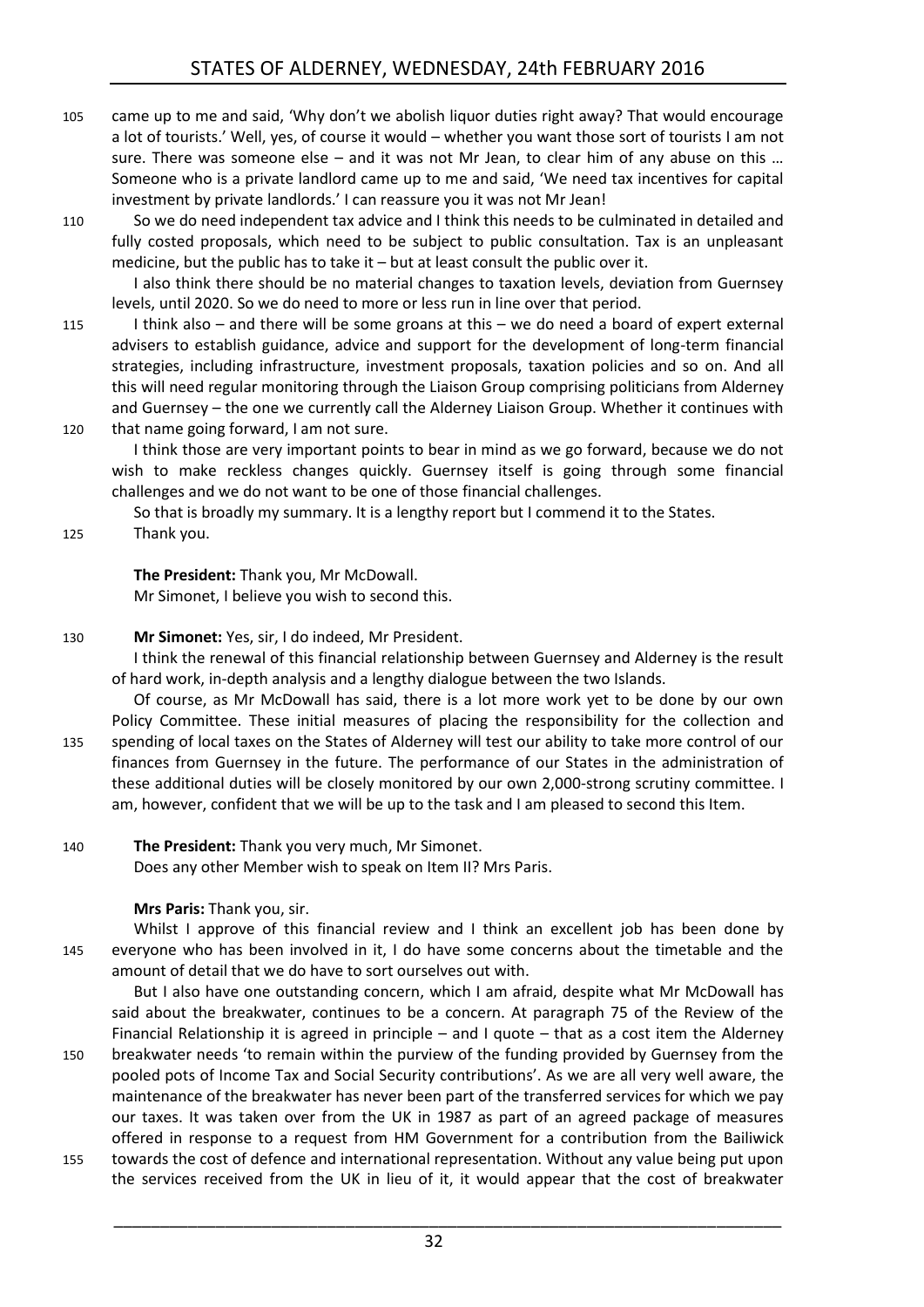came up to me and said, 'Why don't we abolish liquor duties right away? That would encourage a lot of tourists.' Well, yes, of course it would – whether you want those sort of tourists I am not sure. There was someone else – and it was not Mr Jean, to clear him of any abuse on this … Someone who is a private landlord came up to me and said, 'We need tax incentives for capital investment by private landlords.' I can reassure you it was not Mr Jean!

So we do need independent tax advice and I think this needs to be culminated in detailed and fully costed proposals, which need to be subject to public consultation. Tax is an unpleasant medicine, but the public has to take it – but at least consult the public over it.

I also think there should be no material changes to taxation levels, deviation from Guernsey levels, until 2020. So we do need to more or less run in line over that period.

I think also – and there will be some groans at this – we do need a board of expert external advisers to establish guidance, advice and support for the development of long-term financial strategies, including infrastructure, investment proposals, taxation policies and so on. And all this will need regular monitoring through the Liaison Group comprising politicians from Alderney and Guernsey – the one we currently call the Alderney Liaison Group. Whether it continues with that name going forward, I am not sure.

I think those are very important points to bear in mind as we go forward, because we do not wish to make reckless changes quickly. Guernsey itself is going through some financial challenges and we do not want to be one of those financial challenges.

So that is broadly my summary. It is a lengthy report but I commend it to the States.

Thank you.

**The President:** Thank you, Mr McDowall.

Mr Simonet, I believe you wish to second this.

**Mr Simonet:** Yes, sir, I do indeed, Mr President.

I think the renewal of this financial relationship between Guernsey and Alderney is the result of hard work, in-depth analysis and a lengthy dialogue between the two Islands.

Of course, as Mr McDowall has said, there is a lot more work yet to be done by our own Policy Committee. These initial measures of placing the responsibility for the collection and spending of local taxes on the States of Alderney will test our ability to take more control of our finances from Guernsey in the future. The performance of our States in the administration of these additional duties will be closely monitored by our own 2,000-strong scrutiny committee. I am, however, confident that we will be up to the task and I am pleased to second this Item.

**The President:** Thank you very much, Mr Simonet.

Does any other Member wish to speak on Item II? Mrs Paris.

**Mrs Paris:** Thank you, sir.

Whilst I approve of this financial review and I think an excellent job has been done by everyone who has been involved in it, I do have some concerns about the timetable and the amount of detail that we do have to sort ourselves out with.

But I also have one outstanding concern, which I am afraid, despite what Mr McDowall has said about the breakwater, continues to be a concern. At paragraph 75 of the Review of the Financial Relationship it is agreed in principle – and I quote – that as a cost item the Alderney breakwater needs 'to remain within the purview of the funding provided by Guernsey from the pooled pots of Income Tax and Social Security contributions'. As we are all very well aware, the maintenance of the breakwater has never been part of the transferred services for which we pay our taxes. It was taken over from the UK in 1987 as part of an agreed package of measures offered in response to a request from HM Government for a contribution from the Bailiwick towards the cost of defence and international representation. Without any value being put upon the services received from the UK in lieu of it, it would appear that the cost of breakwater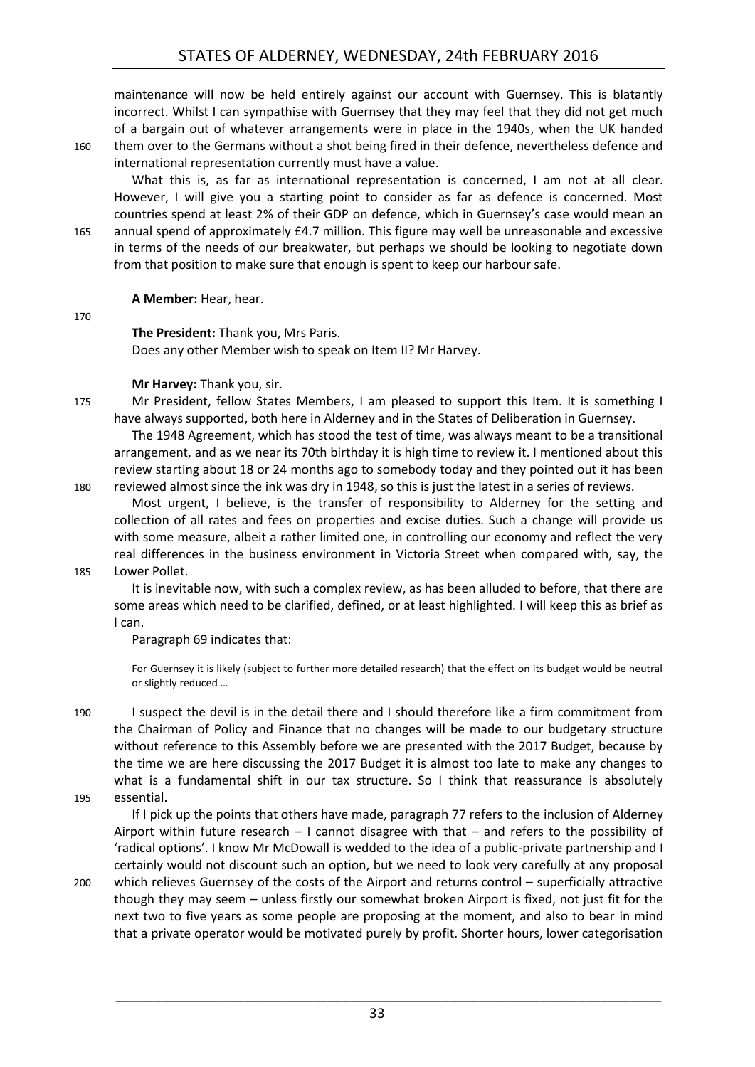maintenance will now be held entirely against our account with Guernsey. This is blatantly incorrect. Whilst I can sympathise with Guernsey that they may feel that they did not get much of a bargain out of whatever arrangements were in place in the 1940s, when the UK handed them over to the Germans without a shot being fired in their defence, nevertheless defence and international representation currently must have a value.

What this is, as far as international representation is concerned, I am not at all clear. However, I will give you a starting point to consider as far as defence is concerned. Most countries spend at least 2% of their GDP on defence, which in Guernsey's case would mean an annual spend of approximately £4.7 million. This figure may well be unreasonable and excessive in terms of the needs of our breakwater, but perhaps we should be looking to negotiate down from that position to make sure that enough is spent to keep our harbour safe.

**A Member:** Hear, hear.

**The President:** Thank you, Mrs Paris.

Does any other Member wish to speak on Item II? Mr Harvey.

**Mr Harvey:** Thank you, sir.

Mr President, fellow States Members, I am pleased to support this Item. It is something I have always supported, both here in Alderney and in the States of Deliberation in Guernsey.

The 1948 Agreement, which has stood the test of time, was always meant to be a transitional arrangement, and as we near its 70th birthday it is high time to review it. I mentioned about this review starting about 18 or 24 months ago to somebody today and they pointed out it has been reviewed almost since the ink was dry in 1948, so this is just the latest in a series of reviews.

Most urgent, I believe, is the transfer of responsibility to Alderney for the setting and collection of all rates and fees on properties and excise duties. Such a change will provide us with some measure, albeit a rather limited one, in controlling our economy and reflect the very real differences in the business environment in Victoria Street when compared with, say, the Lower Pollet.

It is inevitable now, with such a complex review, as has been alluded to before, that there are some areas which need to be clarified, defined, or at least highlighted. I will keep this as brief as I can.

Paragraph 69 indicates that:

> For Guernsey it is likely (subject to further more detailed research) that the effect on its budget would be neutral or slightly reduced …

I suspect the devil is in the detail there and I should therefore like a firm commitment from the Chairman of Policy and Finance that no changes will be made to our budgetary structure without reference to this Assembly before we are presented with the 2017 Budget, because by the time we are here discussing the 2017 Budget it is almost too late to make any changes to what is a fundamental shift in our tax structure. So I think that reassurance is absolutely essential.

If I pick up the points that others have made, paragraph 77 refers to the inclusion of Alderney Airport within future research – I cannot disagree with that – and refers to the possibility of 'radical options'. I know Mr McDowall is wedded to the idea of a public-private partnership and I certainly would not discount such an option, but we need to look very carefully at any proposal which relieves Guernsey of the costs of the Airport and returns control – superficially attractive though they may seem – unless firstly our somewhat broken Airport is fixed, not just fit for the next two to five years as some people are proposing at the moment, and also to bear in mind that a private operator would be motivated purely by profit. Shorter hours, lower categorisation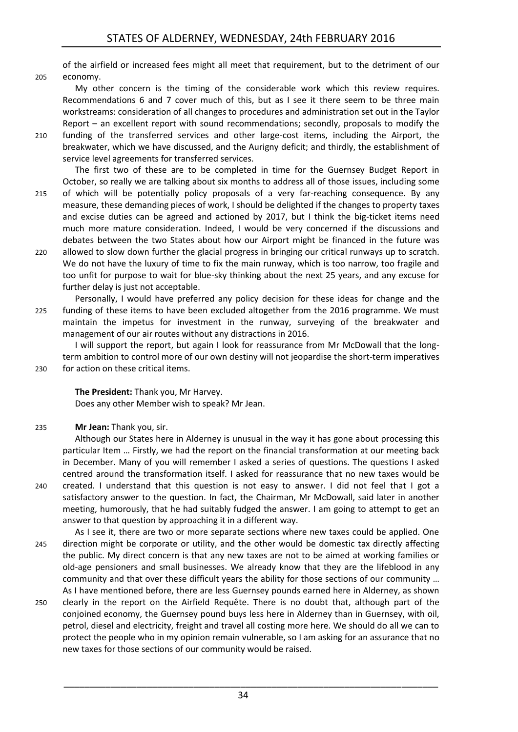of the airfield or increased fees might all meet that requirement, but to the detriment of our economy.

My other concern is the timing of the considerable work which this review requires. Recommendations 6 and 7 cover much of this, but as I see it there seem to be three main workstreams: consideration of all changes to procedures and administration set out in the Taylor Report – an excellent report with sound recommendations; secondly, proposals to modify the funding of the transferred services and other large-cost items, including the Airport, the breakwater, which we have discussed, and the Aurigny deficit; and thirdly, the establishment of service level agreements for transferred services.

The first two of these are to be completed in time for the Guernsey Budget Report in October, so really we are talking about six months to address all of those issues, including some of which will be potentially policy proposals of a very far-reaching consequence. By any measure, these demanding pieces of work, I should be delighted if the changes to property taxes and excise duties can be agreed and actioned by 2017, but I think the big-ticket items need much more mature consideration. Indeed, I would be very concerned if the discussions and debates between the two States about how our Airport might be financed in the future was allowed to slow down further the glacial progress in bringing our critical runways up to scratch. We do not have the luxury of time to fix the main runway, which is too narrow, too fragile and too unfit for purpose to wait for blue-sky thinking about the next 25 years, and any excuse for further delay is just not acceptable.

Personally, I would have preferred any policy decision for these ideas for change and the funding of these items to have been excluded altogether from the 2016 programme. We must maintain the impetus for investment in the runway, surveying of the breakwater and management of our air routes without any distractions in 2016.

I will support the report, but again I look for reassurance from Mr McDowall that the long-term ambition to control more of our own destiny will not jeopardise the short-term imperatives for action on these critical items.

**The President:** Thank you, Mr Harvey.
Does any other Member wish to speak? Mr Jean.

**Mr Jean:** Thank you, sir.

Although our States here in Alderney is unusual in the way it has gone about processing this particular Item … Firstly, we had the report on the financial transformation at our meeting back in December. Many of you will remember I asked a series of questions. The questions I asked centred around the transformation itself. I asked for reassurance that no new taxes would be created. I understand that this question is not easy to answer. I did not feel that I got a satisfactory answer to the question. In fact, the Chairman, Mr McDowall, said later in another meeting, humorously, that he had suitably fudged the answer. I am going to attempt to get an answer to that question by approaching it in a different way.

As I see it, there are two or more separate sections where new taxes could be applied. One direction might be corporate or utility, and the other would be domestic tax directly affecting the public. My direct concern is that any new taxes are not to be aimed at working families or old-age pensioners and small businesses. We already know that they are the lifeblood in any community and that over these difficult years the ability for those sections of our community … As I have mentioned before, there are less Guernsey pounds earned here in Alderney, as shown clearly in the report on the Airfield Requête. There is no doubt that, although part of the conjoined economy, the Guernsey pound buys less here in Alderney than in Guernsey, with oil, petrol, diesel and electricity, freight and travel all costing more here. We should do all we can to protect the people who in my opinion remain vulnerable, so I am asking for an assurance that no new taxes for those sections of our community would be raised.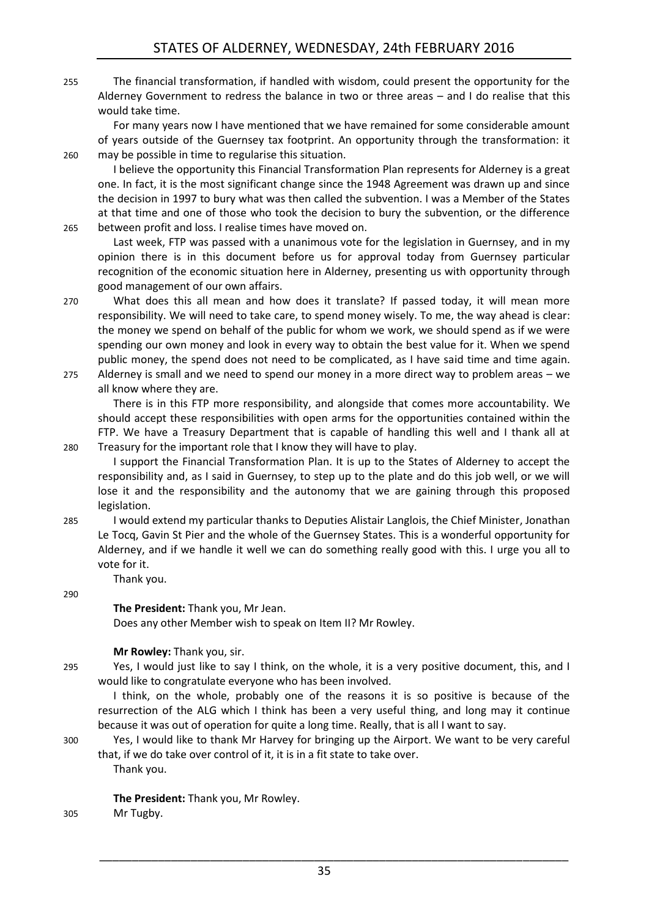The financial transformation, if handled with wisdom, could present the opportunity for the Alderney Government to redress the balance in two or three areas – and I do realise that this would take time.

For many years now I have mentioned that we have remained for some considerable amount of years outside of the Guernsey tax footprint. An opportunity through the transformation: it may be possible in time to regularise this situation.

I believe the opportunity this Financial Transformation Plan represents for Alderney is a great one. In fact, it is the most significant change since the 1948 Agreement was drawn up and since the decision in 1997 to bury what was then called the subvention. I was a Member of the States at that time and one of those who took the decision to bury the subvention, or the difference between profit and loss. I realise times have moved on.

Last week, FTP was passed with a unanimous vote for the legislation in Guernsey, and in my opinion there is in this document before us for approval today from Guernsey particular recognition of the economic situation here in Alderney, presenting us with opportunity through good management of our own affairs.

What does this all mean and how does it translate? If passed today, it will mean more responsibility. We will need to take care, to spend money wisely. To me, the way ahead is clear: the money we spend on behalf of the public for whom we work, we should spend as if we were spending our own money and look in every way to obtain the best value for it. When we spend public money, the spend does not need to be complicated, as I have said time and time again. Alderney is small and we need to spend our money in a more direct way to problem areas – we all know where they are.

There is in this FTP more responsibility, and alongside that comes more accountability. We should accept these responsibilities with open arms for the opportunities contained within the FTP. We have a Treasury Department that is capable of handling this well and I thank all at Treasury for the important role that I know they will have to play.

I support the Financial Transformation Plan. It is up to the States of Alderney to accept the responsibility and, as I said in Guernsey, to step up to the plate and do this job well, or we will lose it and the responsibility and the autonomy that we are gaining through this proposed legislation.

I would extend my particular thanks to Deputies Alistair Langlois, the Chief Minister, Jonathan Le Tocq, Gavin St Pier and the whole of the Guernsey States. This is a wonderful opportunity for Alderney, and if we handle it well we can do something really good with this. I urge you all to vote for it.

Thank you.

**The President:** Thank you, Mr Jean.

Does any other Member wish to speak on Item II? Mr Rowley.

**Mr Rowley:** Thank you, sir.

Yes, I would just like to say I think, on the whole, it is a very positive document, this, and I would like to congratulate everyone who has been involved.

I think, on the whole, probably one of the reasons it is so positive is because of the resurrection of the ALG which I think has been a very useful thing, and long may it continue because it was out of operation for quite a long time. Really, that is all I want to say.

Yes, I would like to thank Mr Harvey for bringing up the Airport. We want to be very careful that, if we do take over control of it, it is in a fit state to take over.

Thank you.

**The President:** Thank you, Mr Rowley.

Mr Tugby.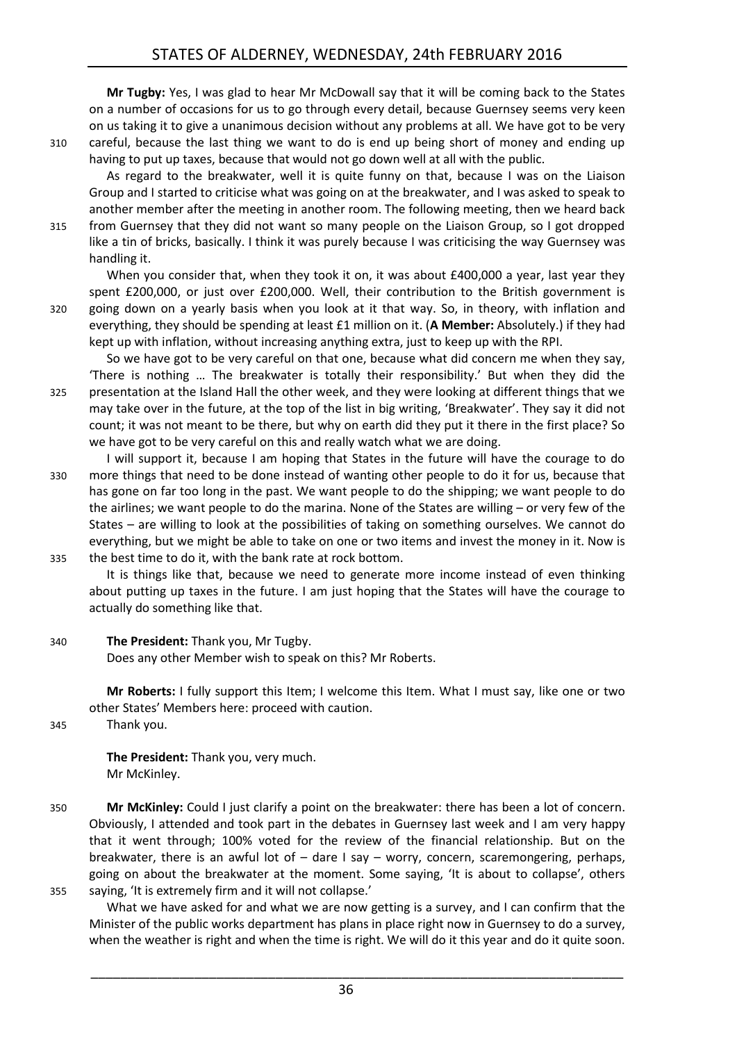**Mr Tugby:** Yes, I was glad to hear Mr McDowall say that it will be coming back to the States on a number of occasions for us to go through every detail, because Guernsey seems very keen on us taking it to give a unanimous decision without any problems at all. We have got to be very careful, because the last thing we want to do is end up being short of money and ending up having to put up taxes, because that would not go down well at all with the public.

As regard to the breakwater, well it is quite funny on that, because I was on the Liaison Group and I started to criticise what was going on at the breakwater, and I was asked to speak to another member after the meeting in another room. The following meeting, then we heard back from Guernsey that they did not want so many people on the Liaison Group, so I got dropped like a tin of bricks, basically. I think it was purely because I was criticising the way Guernsey was handling it.

When you consider that, when they took it on, it was about £400,000 a year, last year they spent £200,000, or just over £200,000. Well, their contribution to the British government is going down on a yearly basis when you look at it that way. So, in theory, with inflation and everything, they should be spending at least £1 million on it. (**A Member:** Absolutely.) if they had kept up with inflation, without increasing anything extra, just to keep up with the RPI.

So we have got to be very careful on that one, because what did concern me when they say, 'There is nothing … The breakwater is totally their responsibility.' But when they did the presentation at the Island Hall the other week, and they were looking at different things that we may take over in the future, at the top of the list in big writing, 'Breakwater'. They say it did not count; it was not meant to be there, but why on earth did they put it there in the first place? So we have got to be very careful on this and really watch what we are doing.

I will support it, because I am hoping that States in the future will have the courage to do more things that need to be done instead of wanting other people to do it for us, because that has gone on far too long in the past. We want people to do the shipping; we want people to do the airlines; we want people to do the marina. None of the States are willing – or very few of the States – are willing to look at the possibilities of taking on something ourselves. We cannot do everything, but we might be able to take on one or two items and invest the money in it. Now is the best time to do it, with the bank rate at rock bottom.

It is things like that, because we need to generate more income instead of even thinking about putting up taxes in the future. I am just hoping that the States will have the courage to actually do something like that.

**The President:** Thank you, Mr Tugby.
Does any other Member wish to speak on this? Mr Roberts.

**Mr Roberts:** I fully support this Item; I welcome this Item. What I must say, like one or two other States' Members here: proceed with caution.
Thank you.

**The President:** Thank you, very much.
Mr McKinley.

**Mr McKinley:** Could I just clarify a point on the breakwater: there has been a lot of concern. Obviously, I attended and took part in the debates in Guernsey last week and I am very happy that it went through; 100% voted for the review of the financial relationship. But on the breakwater, there is an awful lot of – dare I say – worry, concern, scaremongering, perhaps, going on about the breakwater at the moment. Some saying, 'It is about to collapse', others saying, 'It is extremely firm and it will not collapse.'

What we have asked for and what we are now getting is a survey, and I can confirm that the Minister of the public works department has plans in place right now in Guernsey to do a survey, when the weather is right and when the time is right. We will do it this year and do it quite soon.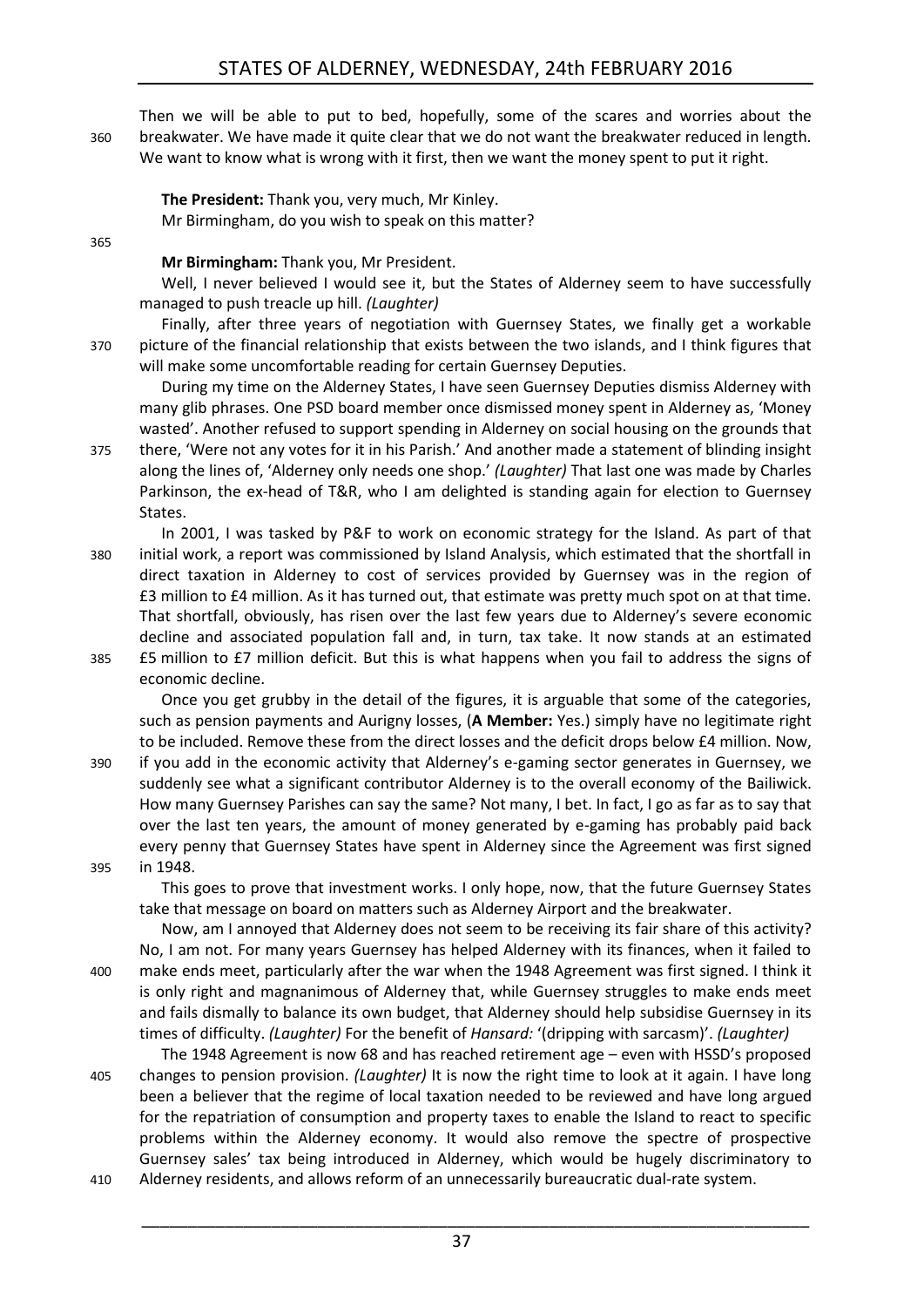Then we will be able to put to bed, hopefully, some of the scares and worries about the breakwater. We have made it quite clear that we do not want the breakwater reduced in length. We want to know what is wrong with it first, then we want the money spent to put it right.

**The President:** Thank you, very much, Mr Kinley.

Mr Birmingham, do you wish to speak on this matter?

**Mr Birmingham:** Thank you, Mr President.

Well, I never believed I would see it, but the States of Alderney seem to have successfully managed to push treacle up hill. *(Laughter)*

Finally, after three years of negotiation with Guernsey States, we finally get a workable picture of the financial relationship that exists between the two islands, and I think figures that will make some uncomfortable reading for certain Guernsey Deputies.

During my time on the Alderney States, I have seen Guernsey Deputies dismiss Alderney with many glib phrases. One PSD board member once dismissed money spent in Alderney as, 'Money wasted'. Another refused to support spending in Alderney on social housing on the grounds that there, 'Were not any votes for it in his Parish.' And another made a statement of blinding insight along the lines of, 'Alderney only needs one shop.' *(Laughter)* That last one was made by Charles Parkinson, the ex-head of T&R, who I am delighted is standing again for election to Guernsey States.

In 2001, I was tasked by P&F to work on economic strategy for the Island. As part of that initial work, a report was commissioned by Island Analysis, which estimated that the shortfall in direct taxation in Alderney to cost of services provided by Guernsey was in the region of £3 million to £4 million. As it has turned out, that estimate was pretty much spot on at that time. That shortfall, obviously, has risen over the last few years due to Alderney's severe economic decline and associated population fall and, in turn, tax take. It now stands at an estimated £5 million to £7 million deficit. But this is what happens when you fail to address the signs of economic decline.

Once you get grubby in the detail of the figures, it is arguable that some of the categories, such as pension payments and Aurigny losses, (**A Member:** Yes.) simply have no legitimate right to be included. Remove these from the direct losses and the deficit drops below £4 million. Now, if you add in the economic activity that Alderney's e-gaming sector generates in Guernsey, we suddenly see what a significant contributor Alderney is to the overall economy of the Bailiwick. How many Guernsey Parishes can say the same? Not many, I bet. In fact, I go as far as to say that over the last ten years, the amount of money generated by e-gaming has probably paid back every penny that Guernsey States have spent in Alderney since the Agreement was first signed in 1948.

This goes to prove that investment works. I only hope, now, that the future Guernsey States take that message on board on matters such as Alderney Airport and the breakwater.

Now, am I annoyed that Alderney does not seem to be receiving its fair share of this activity? No, I am not. For many years Guernsey has helped Alderney with its finances, when it failed to make ends meet, particularly after the war when the 1948 Agreement was first signed. I think it is only right and magnanimous of Alderney that, while Guernsey struggles to make ends meet and fails dismally to balance its own budget, that Alderney should help subsidise Guernsey in its times of difficulty. *(Laughter)* For the benefit of *Hansard:* '(dripping with sarcasm)'. *(Laughter)*

The 1948 Agreement is now 68 and has reached retirement age – even with HSSD's proposed changes to pension provision. *(Laughter)* It is now the right time to look at it again. I have long been a believer that the regime of local taxation needed to be reviewed and have long argued for the repatriation of consumption and property taxes to enable the Island to react to specific problems within the Alderney economy. It would also remove the spectre of prospective Guernsey sales' tax being introduced in Alderney, which would be hugely discriminatory to Alderney residents, and allows reform of an unnecessarily bureaucratic dual-rate system.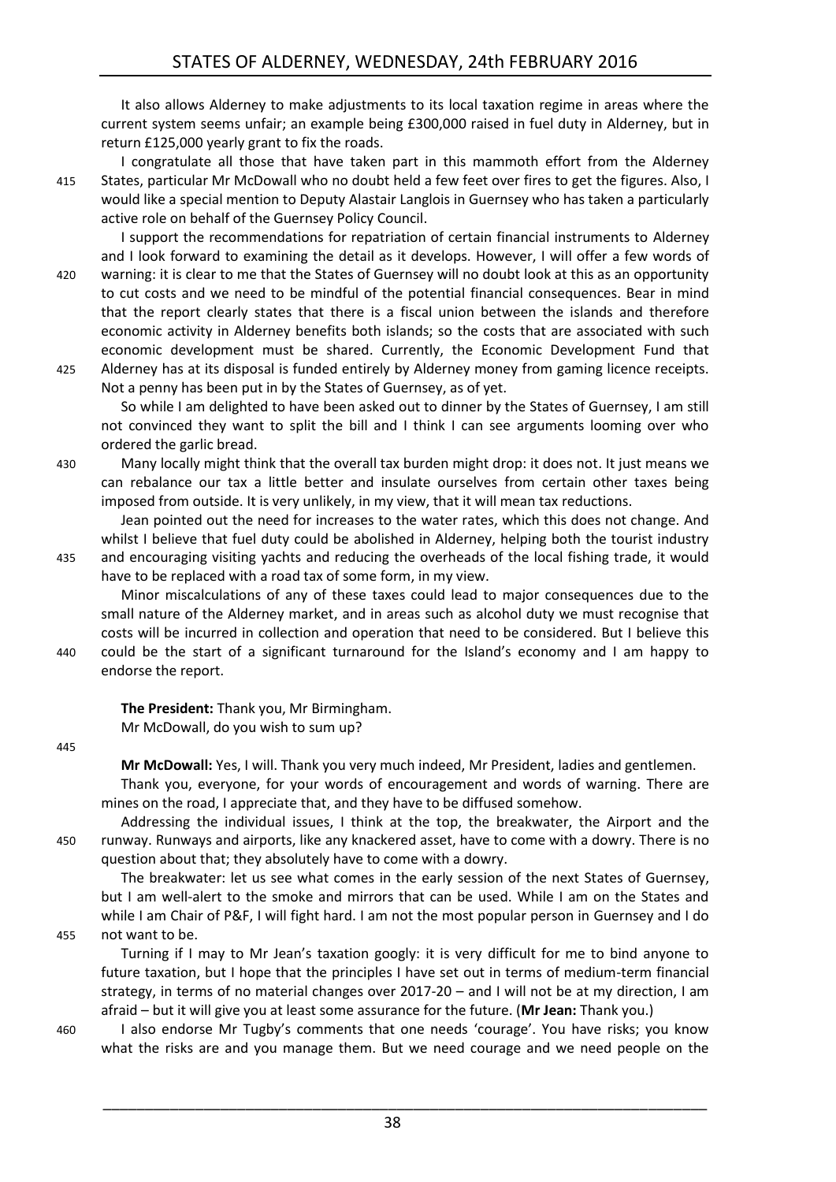It also allows Alderney to make adjustments to its local taxation regime in areas where the current system seems unfair; an example being £300,000 raised in fuel duty in Alderney, but in return £125,000 yearly grant to fix the roads.

I congratulate all those that have taken part in this mammoth effort from the Alderney States, particular Mr McDowall who no doubt held a few feet over fires to get the figures. Also, I would like a special mention to Deputy Alastair Langlois in Guernsey who has taken a particularly active role on behalf of the Guernsey Policy Council.

I support the recommendations for repatriation of certain financial instruments to Alderney and I look forward to examining the detail as it develops. However, I will offer a few words of warning: it is clear to me that the States of Guernsey will no doubt look at this as an opportunity to cut costs and we need to be mindful of the potential financial consequences. Bear in mind that the report clearly states that there is a fiscal union between the islands and therefore economic activity in Alderney benefits both islands; so the costs that are associated with such economic development must be shared. Currently, the Economic Development Fund that Alderney has at its disposal is funded entirely by Alderney money from gaming licence receipts. Not a penny has been put in by the States of Guernsey, as of yet.

So while I am delighted to have been asked out to dinner by the States of Guernsey, I am still not convinced they want to split the bill and I think I can see arguments looming over who ordered the garlic bread.

Many locally might think that the overall tax burden might drop: it does not. It just means we can rebalance our tax a little better and insulate ourselves from certain other taxes being imposed from outside. It is very unlikely, in my view, that it will mean tax reductions.

Jean pointed out the need for increases to the water rates, which this does not change. And whilst I believe that fuel duty could be abolished in Alderney, helping both the tourist industry and encouraging visiting yachts and reducing the overheads of the local fishing trade, it would have to be replaced with a road tax of some form, in my view.

Minor miscalculations of any of these taxes could lead to major consequences due to the small nature of the Alderney market, and in areas such as alcohol duty we must recognise that costs will be incurred in collection and operation that need to be considered. But I believe this could be the start of a significant turnaround for the Island's economy and I am happy to endorse the report.

**The President:** Thank you, Mr Birmingham.
Mr McDowall, do you wish to sum up?

**Mr McDowall:** Yes, I will. Thank you very much indeed, Mr President, ladies and gentlemen.

Thank you, everyone, for your words of encouragement and words of warning. There are mines on the road, I appreciate that, and they have to be diffused somehow.

Addressing the individual issues, I think at the top, the breakwater, the Airport and the runway. Runways and airports, like any knackered asset, have to come with a dowry. There is no question about that; they absolutely have to come with a dowry.

The breakwater: let us see what comes in the early session of the next States of Guernsey, but I am well-alert to the smoke and mirrors that can be used. While I am on the States and while I am Chair of P&F, I will fight hard. I am not the most popular person in Guernsey and I do not want to be.

Turning if I may to Mr Jean's taxation googly: it is very difficult for me to bind anyone to future taxation, but I hope that the principles I have set out in terms of medium-term financial strategy, in terms of no material changes over 2017-20 – and I will not be at my direction, I am afraid – but it will give you at least some assurance for the future. (**Mr Jean:** Thank you.)

I also endorse Mr Tugby's comments that one needs 'courage'. You have risks; you know what the risks are and you manage them. But we need courage and we need people on the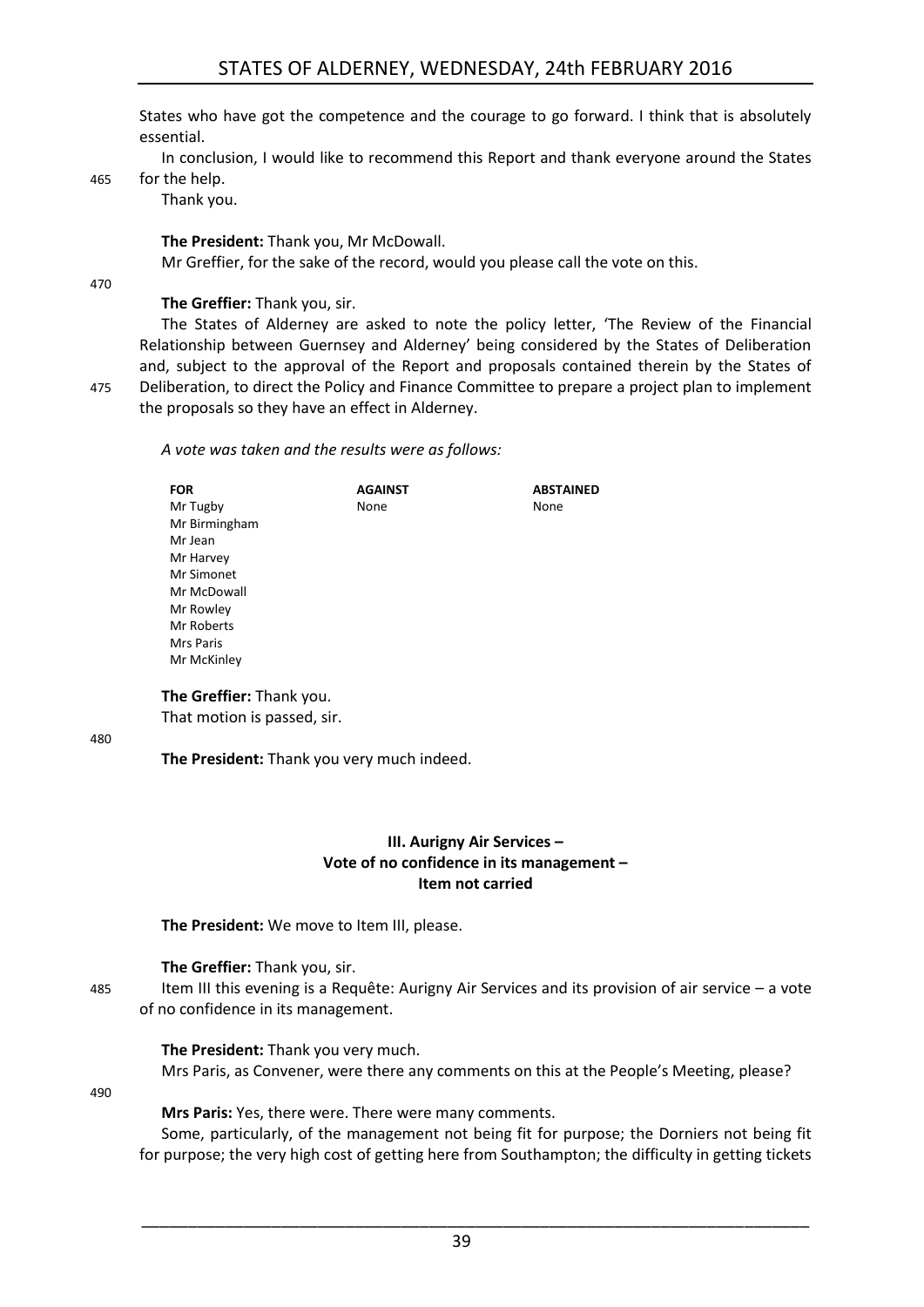States who have got the competence and the courage to go forward. I think that is absolutely essential.

In conclusion, I would like to recommend this Report and thank everyone around the States for the help.

Thank you.

**The President:** Thank you, Mr McDowall.

Mr Greffier, for the sake of the record, would you please call the vote on this.

**The Greffier:** Thank you, sir.

The States of Alderney are asked to note the policy letter, 'The Review of the Financial Relationship between Guernsey and Alderney' being considered by the States of Deliberation and, subject to the approval of the Report and proposals contained therein by the States of Deliberation, to direct the Policy and Finance Committee to prepare a project plan to implement the proposals so they have an effect in Alderney.

*A vote was taken and the results were as follows:*

| FOR | AGAINST | ABSTAINED |
|---|---|---|
| Mr Tugby | None | None |
| Mr Birmingham | | |
| Mr Jean | | |
| Mr Harvey | | |
| Mr Simonet | | |
| Mr McDowall | | |
| Mr Rowley | | |
| Mr Roberts | | |
| Mrs Paris | | |
| Mr McKinley | | |

**The Greffier:** Thank you.

That motion is passed, sir.

**The President:** Thank you very much indeed.

### III. Aurigny Air Services – Vote of no confidence in its management – Item not carried

**The President:** We move to Item III, please.

**The Greffier:** Thank you, sir.

Item III this evening is a Requête: Aurigny Air Services and its provision of air service – a vote of no confidence in its management.

**The President:** Thank you very much.

Mrs Paris, as Convener, were there any comments on this at the People's Meeting, please?

**Mrs Paris:** Yes, there were. There were many comments.

Some, particularly, of the management not being fit for purpose; the Dorniers not being fit for purpose; the very high cost of getting here from Southampton; the difficulty in getting tickets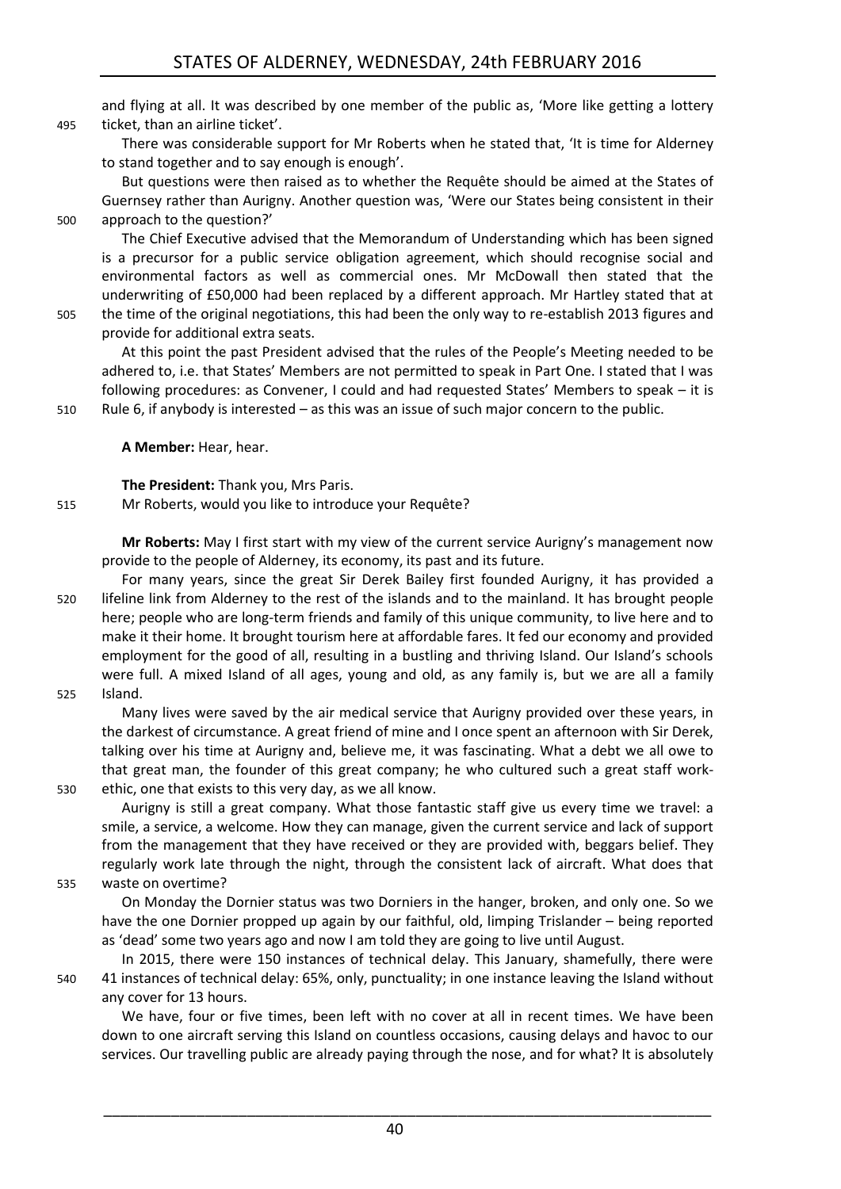and flying at all. It was described by one member of the public as, 'More like getting a lottery ticket, than an airline ticket'.

There was considerable support for Mr Roberts when he stated that, 'It is time for Alderney to stand together and to say enough is enough'.

But questions were then raised as to whether the Requête should be aimed at the States of Guernsey rather than Aurigny. Another question was, 'Were our States being consistent in their approach to the question?'

The Chief Executive advised that the Memorandum of Understanding which has been signed is a precursor for a public service obligation agreement, which should recognise social and environmental factors as well as commercial ones. Mr McDowall then stated that the underwriting of £50,000 had been replaced by a different approach. Mr Hartley stated that at the time of the original negotiations, this had been the only way to re-establish 2013 figures and provide for additional extra seats.

At this point the past President advised that the rules of the People's Meeting needed to be adhered to, i.e. that States' Members are not permitted to speak in Part One. I stated that I was following procedures: as Convener, I could and had requested States' Members to speak – it is Rule 6, if anybody is interested – as this was an issue of such major concern to the public.

**A Member:** Hear, hear.

**The President:** Thank you, Mrs Paris.

Mr Roberts, would you like to introduce your Requête?

**Mr Roberts:** May I first start with my view of the current service Aurigny's management now provide to the people of Alderney, its economy, its past and its future.

For many years, since the great Sir Derek Bailey first founded Aurigny, it has provided a lifeline link from Alderney to the rest of the islands and to the mainland. It has brought people here; people who are long-term friends and family of this unique community, to live here and to make it their home. It brought tourism here at affordable fares. It fed our economy and provided employment for the good of all, resulting in a bustling and thriving Island. Our Island's schools were full. A mixed Island of all ages, young and old, as any family is, but we are all a family Island.

Many lives were saved by the air medical service that Aurigny provided over these years, in the darkest of circumstance. A great friend of mine and I once spent an afternoon with Sir Derek, talking over his time at Aurigny and, believe me, it was fascinating. What a debt we all owe to that great man, the founder of this great company; he who cultured such a great staff work-ethic, one that exists to this very day, as we all know.

Aurigny is still a great company. What those fantastic staff give us every time we travel: a smile, a service, a welcome. How they can manage, given the current service and lack of support from the management that they have received or they are provided with, beggars belief. They regularly work late through the night, through the consistent lack of aircraft. What does that waste on overtime?

On Monday the Dornier status was two Dorniers in the hanger, broken, and only one. So we have the one Dornier propped up again by our faithful, old, limping Trislander – being reported as 'dead' some two years ago and now I am told they are going to live until August.

In 2015, there were 150 instances of technical delay. This January, shamefully, there were 41 instances of technical delay: 65%, only, punctuality; in one instance leaving the Island without any cover for 13 hours.

We have, four or five times, been left with no cover at all in recent times. We have been down to one aircraft serving this Island on countless occasions, causing delays and havoc to our services. Our travelling public are already paying through the nose, and for what? It is absolutely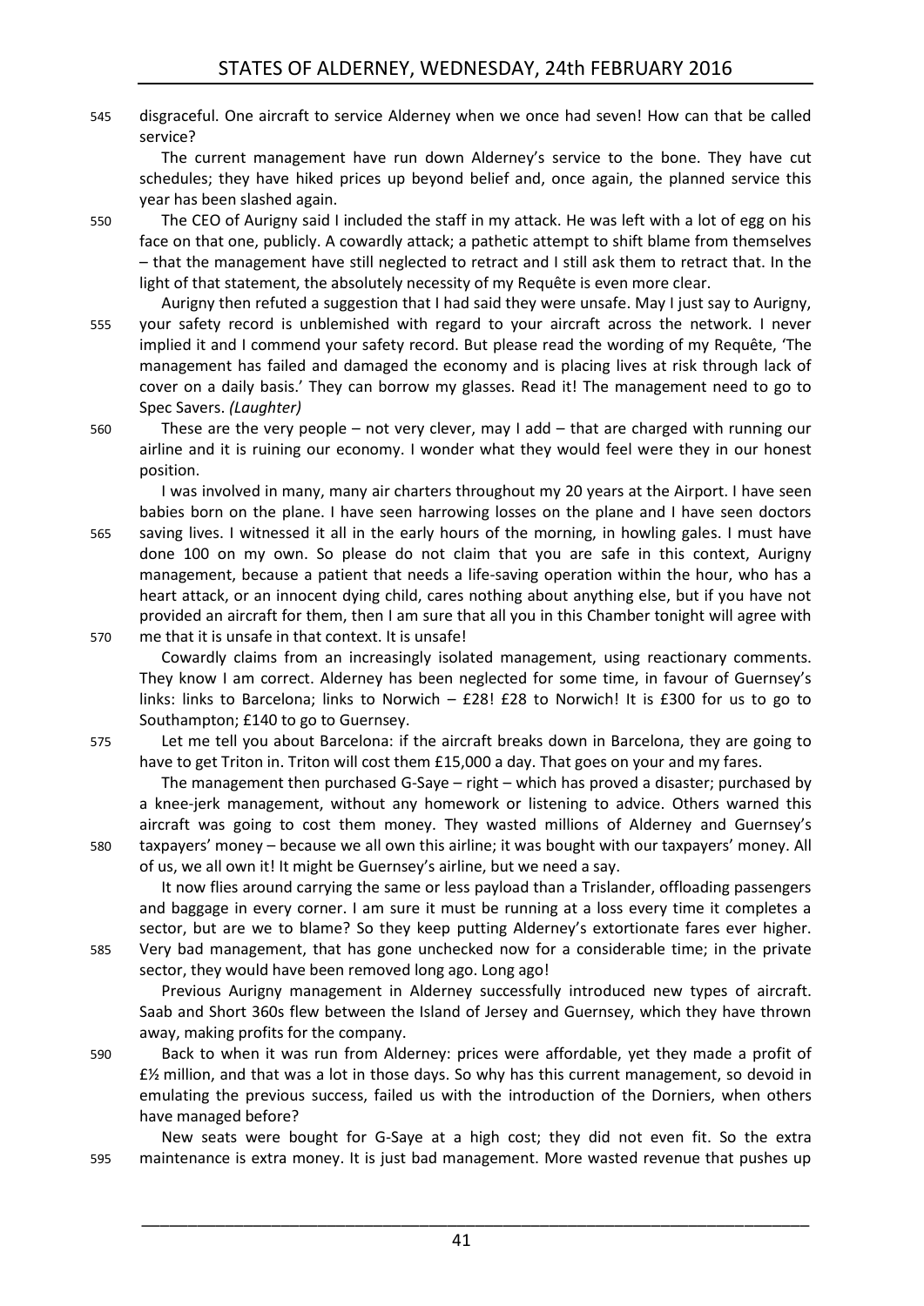disgraceful. One aircraft to service Alderney when we once had seven! How can that be called service?

The current management have run down Alderney's service to the bone. They have cut schedules; they have hiked prices up beyond belief and, once again, the planned service this year has been slashed again.

The CEO of Aurigny said I included the staff in my attack. He was left with a lot of egg on his face on that one, publicly. A cowardly attack; a pathetic attempt to shift blame from themselves – that the management have still neglected to retract and I still ask them to retract that. In the light of that statement, the absolutely necessity of my Requête is even more clear.

Aurigny then refuted a suggestion that I had said they were unsafe. May I just say to Aurigny, your safety record is unblemished with regard to your aircraft across the network. I never implied it and I commend your safety record. But please read the wording of my Requête, 'The management has failed and damaged the economy and is placing lives at risk through lack of cover on a daily basis.' They can borrow my glasses. Read it! The management need to go to Spec Savers. *(Laughter)*

These are the very people – not very clever, may I add – that are charged with running our airline and it is ruining our economy. I wonder what they would feel were they in our honest position.

I was involved in many, many air charters throughout my 20 years at the Airport. I have seen babies born on the plane. I have seen harrowing losses on the plane and I have seen doctors saving lives. I witnessed it all in the early hours of the morning, in howling gales. I must have done 100 on my own. So please do not claim that you are safe in this context, Aurigny management, because a patient that needs a life-saving operation within the hour, who has a heart attack, or an innocent dying child, cares nothing about anything else, but if you have not provided an aircraft for them, then I am sure that all you in this Chamber tonight will agree with me that it is unsafe in that context. It is unsafe!

Cowardly claims from an increasingly isolated management, using reactionary comments. They know I am correct. Alderney has been neglected for some time, in favour of Guernsey's links: links to Barcelona; links to Norwich – £28! £28 to Norwich! It is £300 for us to go to Southampton; £140 to go to Guernsey.

Let me tell you about Barcelona: if the aircraft breaks down in Barcelona, they are going to have to get Triton in. Triton will cost them £15,000 a day. That goes on your and my fares.

The management then purchased G-Saye – right – which has proved a disaster; purchased by a knee-jerk management, without any homework or listening to advice. Others warned this aircraft was going to cost them money. They wasted millions of Alderney and Guernsey's taxpayers' money – because we all own this airline; it was bought with our taxpayers' money. All of us, we all own it! It might be Guernsey's airline, but we need a say.

It now flies around carrying the same or less payload than a Trislander, offloading passengers and baggage in every corner. I am sure it must be running at a loss every time it completes a sector, but are we to blame? So they keep putting Alderney's extortionate fares ever higher. Very bad management, that has gone unchecked now for a considerable time; in the private sector, they would have been removed long ago. Long ago!

Previous Aurigny management in Alderney successfully introduced new types of aircraft. Saab and Short 360s flew between the Island of Jersey and Guernsey, which they have thrown away, making profits for the company.

Back to when it was run from Alderney: prices were affordable, yet they made a profit of £½ million, and that was a lot in those days. So why has this current management, so devoid in emulating the previous success, failed us with the introduction of the Dorniers, when others have managed before?

New seats were bought for G-Saye at a high cost; they did not even fit. So the extra maintenance is extra money. It is just bad management. More wasted revenue that pushes up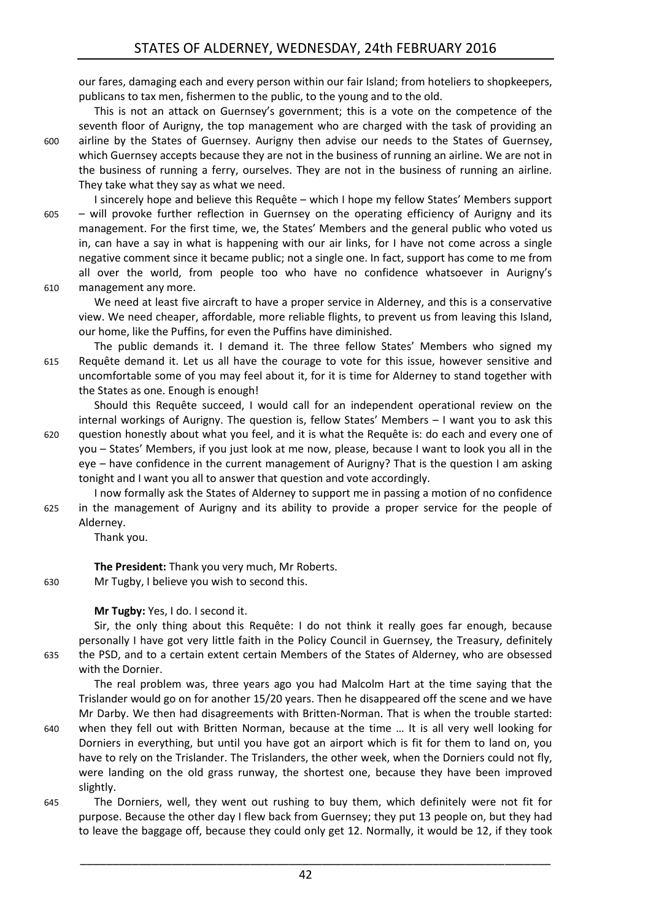our fares, damaging each and every person within our fair Island; from hoteliers to shopkeepers, publicans to tax men, fishermen to the public, to the young and to the old.

This is not an attack on Guernsey's government; this is a vote on the competence of the seventh floor of Aurigny, the top management who are charged with the task of providing an airline by the States of Guernsey. Aurigny then advise our needs to the States of Guernsey, which Guernsey accepts because they are not in the business of running an airline. We are not in the business of running a ferry, ourselves. They are not in the business of running an airline. They take what they say as what we need.

I sincerely hope and believe this Requête – which I hope my fellow States' Members support – will provoke further reflection in Guernsey on the operating efficiency of Aurigny and its management. For the first time, we, the States' Members and the general public who voted us in, can have a say in what is happening with our air links, for I have not come across a single negative comment since it became public; not a single one. In fact, support has come to me from all over the world, from people too who have no confidence whatsoever in Aurigny's management any more.

We need at least five aircraft to have a proper service in Alderney, and this is a conservative view. We need cheaper, affordable, more reliable flights, to prevent us from leaving this Island, our home, like the Puffins, for even the Puffins have diminished.

The public demands it. I demand it. The three fellow States' Members who signed my Requête demand it. Let us all have the courage to vote for this issue, however sensitive and uncomfortable some of you may feel about it, for it is time for Alderney to stand together with the States as one. Enough is enough!

Should this Requête succeed, I would call for an independent operational review on the internal workings of Aurigny. The question is, fellow States' Members – I want you to ask this question honestly about what you feel, and it is what the Requête is: do each and every one of you – States' Members, if you just look at me now, please, because I want to look you all in the eye – have confidence in the current management of Aurigny? That is the question I am asking tonight and I want you all to answer that question and vote accordingly.

I now formally ask the States of Alderney to support me in passing a motion of no confidence in the management of Aurigny and its ability to provide a proper service for the people of Alderney.

Thank you.

**The President:** Thank you very much, Mr Roberts.

Mr Tugby, I believe you wish to second this.

**Mr Tugby:** Yes, I do. I second it.

Sir, the only thing about this Requête: I do not think it really goes far enough, because personally I have got very little faith in the Policy Council in Guernsey, the Treasury, definitely the PSD, and to a certain extent certain Members of the States of Alderney, who are obsessed with the Dornier.

The real problem was, three years ago you had Malcolm Hart at the time saying that the Trislander would go on for another 15/20 years. Then he disappeared off the scene and we have Mr Darby. We then had disagreements with Britten-Norman. That is when the trouble started: when they fell out with Britten Norman, because at the time … It is all very well looking for Dorniers in everything, but until you have got an airport which is fit for them to land on, you have to rely on the Trislander. The Trislanders, the other week, when the Dorniers could not fly, were landing on the old grass runway, the shortest one, because they have been improved slightly.

The Dorniers, well, they went out rushing to buy them, which definitely were not fit for purpose. Because the other day I flew back from Guernsey; they put 13 people on, but they had to leave the baggage off, because they could only get 12. Normally, it would be 12, if they took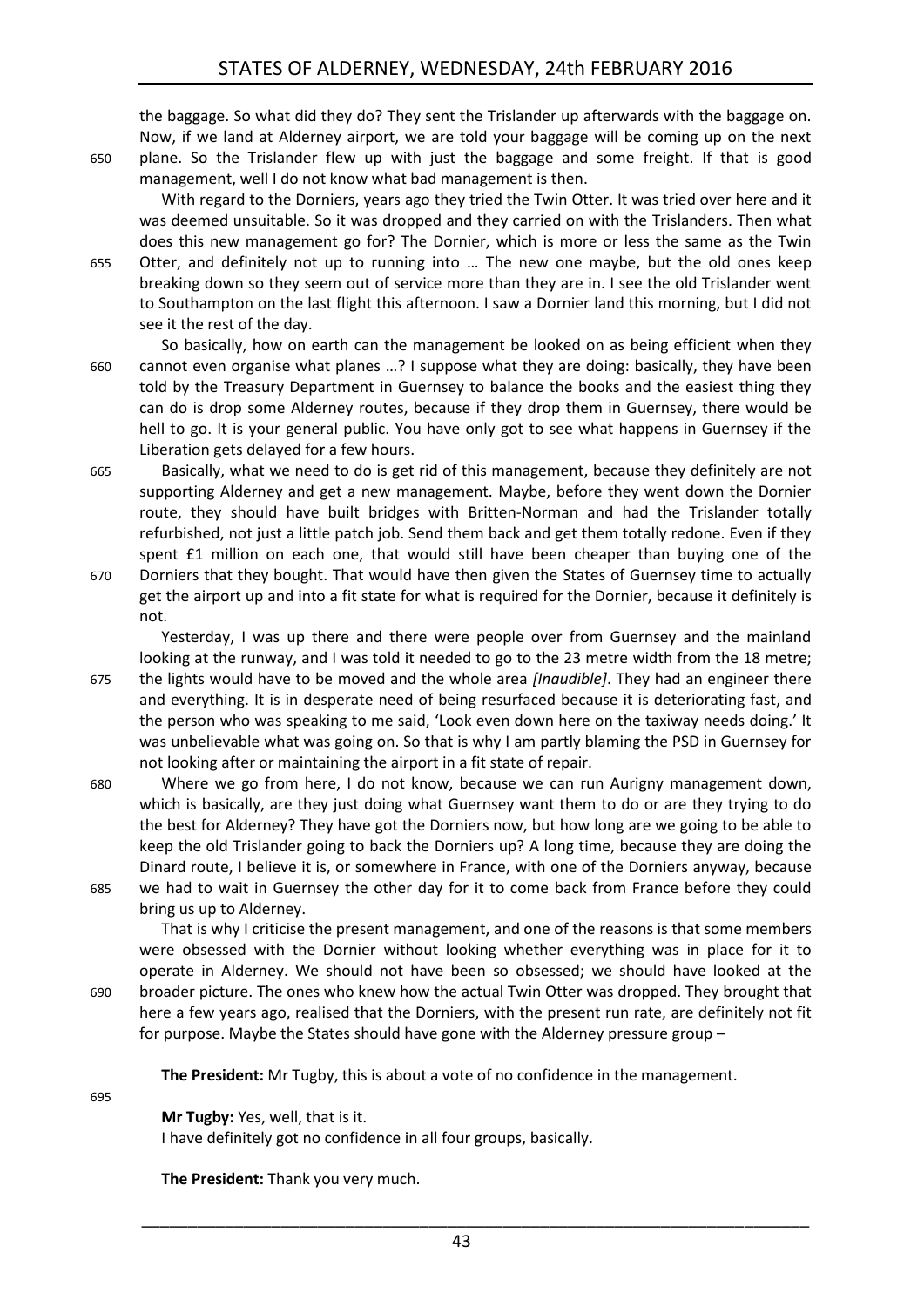the baggage. So what did they do? They sent the Trislander up afterwards with the baggage on. Now, if we land at Alderney airport, we are told your baggage will be coming up on the next plane. So the Trislander flew up with just the baggage and some freight. If that is good management, well I do not know what bad management is then.

With regard to the Dorniers, years ago they tried the Twin Otter. It was tried over here and it was deemed unsuitable. So it was dropped and they carried on with the Trislanders. Then what does this new management go for? The Dornier, which is more or less the same as the Twin Otter, and definitely not up to running into … The new one maybe, but the old ones keep breaking down so they seem out of service more than they are in. I see the old Trislander went to Southampton on the last flight this afternoon. I saw a Dornier land this morning, but I did not see it the rest of the day.

So basically, how on earth can the management be looked on as being efficient when they cannot even organise what planes …? I suppose what they are doing: basically, they have been told by the Treasury Department in Guernsey to balance the books and the easiest thing they can do is drop some Alderney routes, because if they drop them in Guernsey, there would be hell to go. It is your general public. You have only got to see what happens in Guernsey if the Liberation gets delayed for a few hours.

Basically, what we need to do is get rid of this management, because they definitely are not supporting Alderney and get a new management. Maybe, before they went down the Dornier route, they should have built bridges with Britten-Norman and had the Trislander totally refurbished, not just a little patch job. Send them back and get them totally redone. Even if they spent £1 million on each one, that would still have been cheaper than buying one of the Dorniers that they bought. That would have then given the States of Guernsey time to actually get the airport up and into a fit state for what is required for the Dornier, because it definitely is not.

Yesterday, I was up there and there were people over from Guernsey and the mainland looking at the runway, and I was told it needed to go to the 23 metre width from the 18 metre; the lights would have to be moved and the whole area *[Inaudible]*. They had an engineer there and everything. It is in desperate need of being resurfaced because it is deteriorating fast, and the person who was speaking to me said, 'Look even down here on the taxiway needs doing.' It was unbelievable what was going on. So that is why I am partly blaming the PSD in Guernsey for not looking after or maintaining the airport in a fit state of repair.

Where we go from here, I do not know, because we can run Aurigny management down, which is basically, are they just doing what Guernsey want them to do or are they trying to do the best for Alderney? They have got the Dorniers now, but how long are we going to be able to keep the old Trislander going to back the Dorniers up? A long time, because they are doing the Dinard route, I believe it is, or somewhere in France, with one of the Dorniers anyway, because we had to wait in Guernsey the other day for it to come back from France before they could bring us up to Alderney.

That is why I criticise the present management, and one of the reasons is that some members were obsessed with the Dornier without looking whether everything was in place for it to operate in Alderney. We should not have been so obsessed; we should have looked at the broader picture. The ones who knew how the actual Twin Otter was dropped. They brought that here a few years ago, realised that the Dorniers, with the present run rate, are definitely not fit for purpose. Maybe the States should have gone with the Alderney pressure group –

**The President:** Mr Tugby, this is about a vote of no confidence in the management.

**Mr Tugby:** Yes, well, that is it.

I have definitely got no confidence in all four groups, basically.

**The President:** Thank you very much.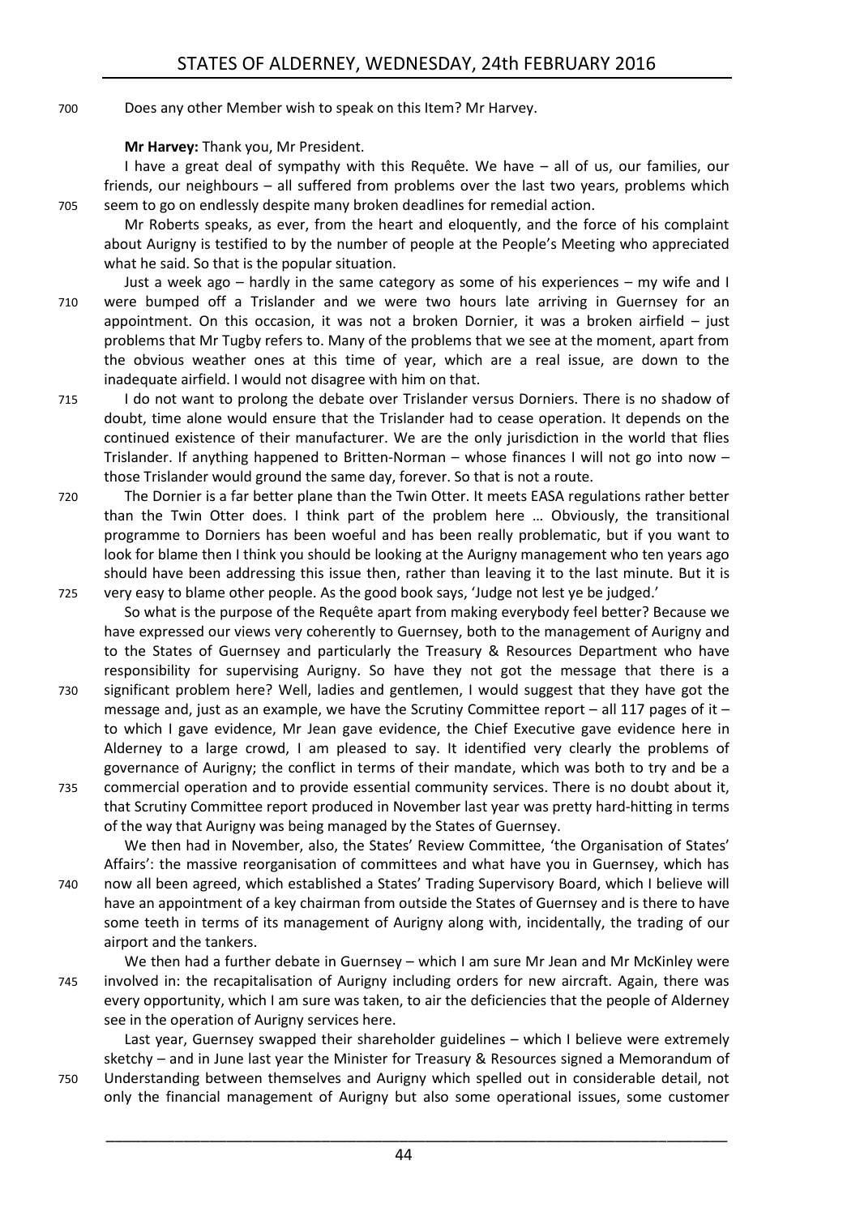Does any other Member wish to speak on this Item? Mr Harvey.

**Mr Harvey:** Thank you, Mr President.

I have a great deal of sympathy with this Requête. We have – all of us, our families, our friends, our neighbours – all suffered from problems over the last two years, problems which seem to go on endlessly despite many broken deadlines for remedial action.

Mr Roberts speaks, as ever, from the heart and eloquently, and the force of his complaint about Aurigny is testified to by the number of people at the People's Meeting who appreciated what he said. So that is the popular situation.

Just a week ago – hardly in the same category as some of his experiences – my wife and I were bumped off a Trislander and we were two hours late arriving in Guernsey for an appointment. On this occasion, it was not a broken Dornier, it was a broken airfield – just problems that Mr Tugby refers to. Many of the problems that we see at the moment, apart from the obvious weather ones at this time of year, which are a real issue, are down to the inadequate airfield. I would not disagree with him on that.

I do not want to prolong the debate over Trislander versus Dorniers. There is no shadow of doubt, time alone would ensure that the Trislander had to cease operation. It depends on the continued existence of their manufacturer. We are the only jurisdiction in the world that flies Trislander. If anything happened to Britten-Norman – whose finances I will not go into now – those Trislander would ground the same day, forever. So that is not a route.

The Dornier is a far better plane than the Twin Otter. It meets EASA regulations rather better than the Twin Otter does. I think part of the problem here … Obviously, the transitional programme to Dorniers has been woeful and has been really problematic, but if you want to look for blame then I think you should be looking at the Aurigny management who ten years ago should have been addressing this issue then, rather than leaving it to the last minute. But it is very easy to blame other people. As the good book says, 'Judge not lest ye be judged.'

So what is the purpose of the Requête apart from making everybody feel better? Because we have expressed our views very coherently to Guernsey, both to the management of Aurigny and to the States of Guernsey and particularly the Treasury & Resources Department who have responsibility for supervising Aurigny. So have they not got the message that there is a significant problem here? Well, ladies and gentlemen, I would suggest that they have got the message and, just as an example, we have the Scrutiny Committee report – all 117 pages of it – to which I gave evidence, Mr Jean gave evidence, the Chief Executive gave evidence here in Alderney to a large crowd, I am pleased to say. It identified very clearly the problems of governance of Aurigny; the conflict in terms of their mandate, which was both to try and be a commercial operation and to provide essential community services. There is no doubt about it, that Scrutiny Committee report produced in November last year was pretty hard-hitting in terms of the way that Aurigny was being managed by the States of Guernsey.

We then had in November, also, the States' Review Committee, 'the Organisation of States' Affairs': the massive reorganisation of committees and what have you in Guernsey, which has now all been agreed, which established a States' Trading Supervisory Board, which I believe will have an appointment of a key chairman from outside the States of Guernsey and is there to have some teeth in terms of its management of Aurigny along with, incidentally, the trading of our airport and the tankers.

We then had a further debate in Guernsey – which I am sure Mr Jean and Mr McKinley were involved in: the recapitalisation of Aurigny including orders for new aircraft. Again, there was every opportunity, which I am sure was taken, to air the deficiencies that the people of Alderney see in the operation of Aurigny services here.

Last year, Guernsey swapped their shareholder guidelines – which I believe were extremely sketchy – and in June last year the Minister for Treasury & Resources signed a Memorandum of Understanding between themselves and Aurigny which spelled out in considerable detail, not only the financial management of Aurigny but also some operational issues, some customer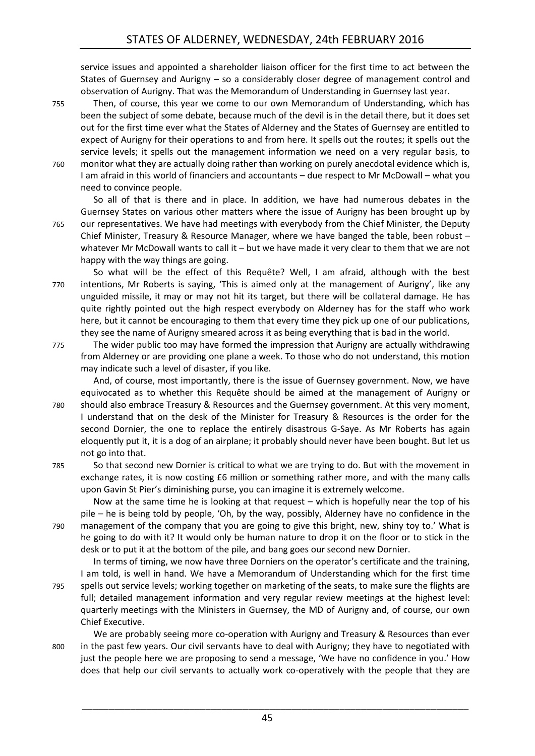service issues and appointed a shareholder liaison officer for the first time to act between the States of Guernsey and Aurigny – so a considerably closer degree of management control and observation of Aurigny. That was the Memorandum of Understanding in Guernsey last year.

Then, of course, this year we come to our own Memorandum of Understanding, which has been the subject of some debate, because much of the devil is in the detail there, but it does set out for the first time ever what the States of Alderney and the States of Guernsey are entitled to expect of Aurigny for their operations to and from here. It spells out the routes; it spells out the service levels; it spells out the management information we need on a very regular basis, to monitor what they are actually doing rather than working on purely anecdotal evidence which is, I am afraid in this world of financiers and accountants – due respect to Mr McDowall – what you need to convince people.

So all of that is there and in place. In addition, we have had numerous debates in the Guernsey States on various other matters where the issue of Aurigny has been brought up by our representatives. We have had meetings with everybody from the Chief Minister, the Deputy Chief Minister, Treasury & Resource Manager, where we have banged the table, been robust – whatever Mr McDowall wants to call it – but we have made it very clear to them that we are not happy with the way things are going.

So what will be the effect of this Requête? Well, I am afraid, although with the best intentions, Mr Roberts is saying, 'This is aimed only at the management of Aurigny', like any unguided missile, it may or may not hit its target, but there will be collateral damage. He has quite rightly pointed out the high respect everybody on Alderney has for the staff who work here, but it cannot be encouraging to them that every time they pick up one of our publications, they see the name of Aurigny smeared across it as being everything that is bad in the world.

The wider public too may have formed the impression that Aurigny are actually withdrawing from Alderney or are providing one plane a week. To those who do not understand, this motion may indicate such a level of disaster, if you like.

And, of course, most importantly, there is the issue of Guernsey government. Now, we have equivocated as to whether this Requête should be aimed at the management of Aurigny or should also embrace Treasury & Resources and the Guernsey government. At this very moment, I understand that on the desk of the Minister for Treasury & Resources is the order for the second Dornier, the one to replace the entirely disastrous G-Saye. As Mr Roberts has again eloquently put it, it is a dog of an airplane; it probably should never have been bought. But let us not go into that.

So that second new Dornier is critical to what we are trying to do. But with the movement in exchange rates, it is now costing £6 million or something rather more, and with the many calls upon Gavin St Pier's diminishing purse, you can imagine it is extremely welcome.

Now at the same time he is looking at that request – which is hopefully near the top of his pile – he is being told by people, 'Oh, by the way, possibly, Alderney have no confidence in the management of the company that you are going to give this bright, new, shiny toy to.' What is he going to do with it? It would only be human nature to drop it on the floor or to stick in the desk or to put it at the bottom of the pile, and bang goes our second new Dornier.

In terms of timing, we now have three Dorniers on the operator's certificate and the training, I am told, is well in hand. We have a Memorandum of Understanding which for the first time spells out service levels; working together on marketing of the seats, to make sure the flights are full; detailed management information and very regular review meetings at the highest level: quarterly meetings with the Ministers in Guernsey, the MD of Aurigny and, of course, our own Chief Executive.

We are probably seeing more co-operation with Aurigny and Treasury & Resources than ever in the past few years. Our civil servants have to deal with Aurigny; they have to negotiated with just the people here we are proposing to send a message, 'We have no confidence in you.' How does that help our civil servants to actually work co-operatively with the people that they are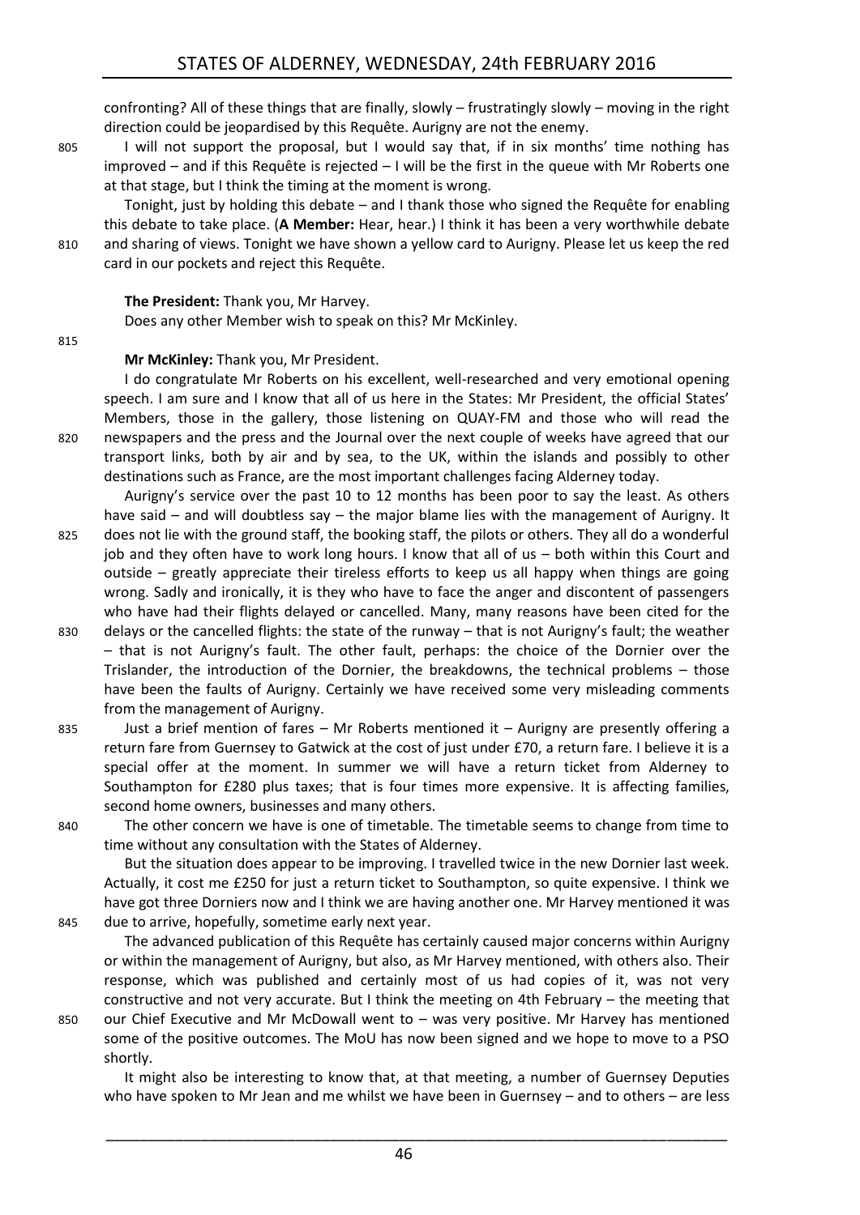confronting? All of these things that are finally, slowly – frustratingly slowly – moving in the right direction could be jeopardised by this Requête. Aurigny are not the enemy.

I will not support the proposal, but I would say that, if in six months' time nothing has improved – and if this Requête is rejected – I will be the first in the queue with Mr Roberts one at that stage, but I think the timing at the moment is wrong.

Tonight, just by holding this debate – and I thank those who signed the Requête for enabling this debate to take place. (**A Member:** Hear, hear.) I think it has been a very worthwhile debate and sharing of views. Tonight we have shown a yellow card to Aurigny. Please let us keep the red card in our pockets and reject this Requête.

**The President:** Thank you, Mr Harvey.

Does any other Member wish to speak on this? Mr McKinley.

**Mr McKinley:** Thank you, Mr President.

I do congratulate Mr Roberts on his excellent, well-researched and very emotional opening speech. I am sure and I know that all of us here in the States: Mr President, the official States' Members, those in the gallery, those listening on QUAY-FM and those who will read the newspapers and the press and the Journal over the next couple of weeks have agreed that our transport links, both by air and by sea, to the UK, within the islands and possibly to other destinations such as France, are the most important challenges facing Alderney today.

Aurigny's service over the past 10 to 12 months has been poor to say the least. As others have said – and will doubtless say – the major blame lies with the management of Aurigny. It does not lie with the ground staff, the booking staff, the pilots or others. They all do a wonderful job and they often have to work long hours. I know that all of us – both within this Court and outside – greatly appreciate their tireless efforts to keep us all happy when things are going wrong. Sadly and ironically, it is they who have to face the anger and discontent of passengers who have had their flights delayed or cancelled. Many, many reasons have been cited for the delays or the cancelled flights: the state of the runway – that is not Aurigny's fault; the weather – that is not Aurigny's fault. The other fault, perhaps: the choice of the Dornier over the Trislander, the introduction of the Dornier, the breakdowns, the technical problems – those have been the faults of Aurigny. Certainly we have received some very misleading comments from the management of Aurigny.

Just a brief mention of fares – Mr Roberts mentioned it – Aurigny are presently offering a return fare from Guernsey to Gatwick at the cost of just under £70, a return fare. I believe it is a special offer at the moment. In summer we will have a return ticket from Alderney to Southampton for £280 plus taxes; that is four times more expensive. It is affecting families, second home owners, businesses and many others.

The other concern we have is one of timetable. The timetable seems to change from time to time without any consultation with the States of Alderney.

But the situation does appear to be improving. I travelled twice in the new Dornier last week. Actually, it cost me £250 for just a return ticket to Southampton, so quite expensive. I think we have got three Dorniers now and I think we are having another one. Mr Harvey mentioned it was due to arrive, hopefully, sometime early next year.

The advanced publication of this Requête has certainly caused major concerns within Aurigny or within the management of Aurigny, but also, as Mr Harvey mentioned, with others also. Their response, which was published and certainly most of us had copies of it, was not very constructive and not very accurate. But I think the meeting on 4th February – the meeting that our Chief Executive and Mr McDowall went to – was very positive. Mr Harvey has mentioned some of the positive outcomes. The MoU has now been signed and we hope to move to a PSO shortly.

It might also be interesting to know that, at that meeting, a number of Guernsey Deputies who have spoken to Mr Jean and me whilst we have been in Guernsey – and to others – are less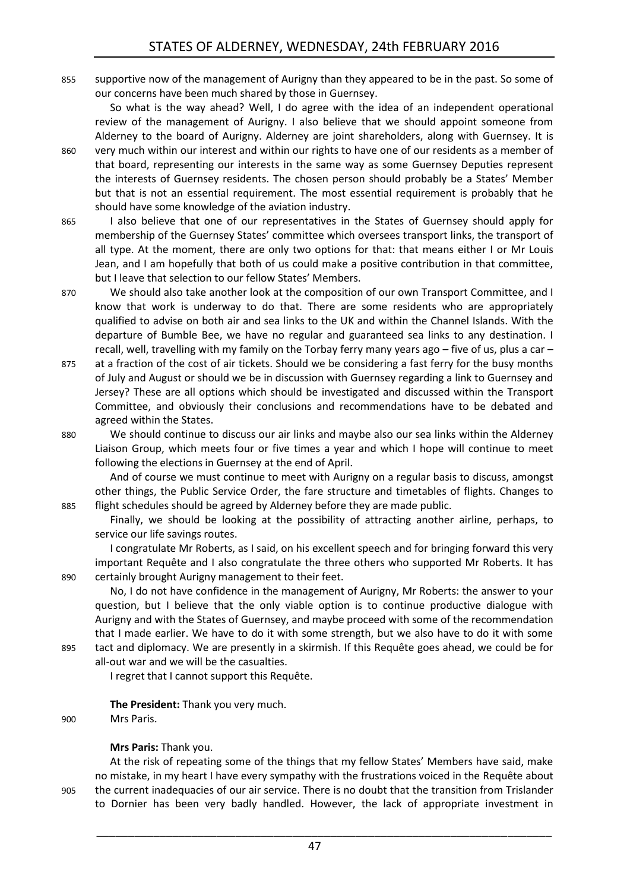supportive now of the management of Aurigny than they appeared to be in the past. So some of our concerns have been much shared by those in Guernsey.

So what is the way ahead? Well, I do agree with the idea of an independent operational review of the management of Aurigny. I also believe that we should appoint someone from Alderney to the board of Aurigny. Alderney are joint shareholders, along with Guernsey. It is very much within our interest and within our rights to have one of our residents as a member of that board, representing our interests in the same way as some Guernsey Deputies represent the interests of Guernsey residents. The chosen person should probably be a States' Member but that is not an essential requirement. The most essential requirement is probably that he should have some knowledge of the aviation industry.

I also believe that one of our representatives in the States of Guernsey should apply for membership of the Guernsey States' committee which oversees transport links, the transport of all type. At the moment, there are only two options for that: that means either I or Mr Louis Jean, and I am hopefully that both of us could make a positive contribution in that committee, but I leave that selection to our fellow States' Members.

We should also take another look at the composition of our own Transport Committee, and I know that work is underway to do that. There are some residents who are appropriately qualified to advise on both air and sea links to the UK and within the Channel Islands. With the departure of Bumble Bee, we have no regular and guaranteed sea links to any destination. I recall, well, travelling with my family on the Torbay ferry many years ago – five of us, plus a car – at a fraction of the cost of air tickets. Should we be considering a fast ferry for the busy months of July and August or should we be in discussion with Guernsey regarding a link to Guernsey and Jersey? These are all options which should be investigated and discussed within the Transport Committee, and obviously their conclusions and recommendations have to be debated and agreed within the States.

We should continue to discuss our air links and maybe also our sea links within the Alderney Liaison Group, which meets four or five times a year and which I hope will continue to meet following the elections in Guernsey at the end of April.

And of course we must continue to meet with Aurigny on a regular basis to discuss, amongst other things, the Public Service Order, the fare structure and timetables of flights. Changes to flight schedules should be agreed by Alderney before they are made public.

Finally, we should be looking at the possibility of attracting another airline, perhaps, to service our life savings routes.

I congratulate Mr Roberts, as I said, on his excellent speech and for bringing forward this very important Requête and I also congratulate the three others who supported Mr Roberts. It has certainly brought Aurigny management to their feet.

No, I do not have confidence in the management of Aurigny, Mr Roberts: the answer to your question, but I believe that the only viable option is to continue productive dialogue with Aurigny and with the States of Guernsey, and maybe proceed with some of the recommendation that I made earlier. We have to do it with some strength, but we also have to do it with some tact and diplomacy. We are presently in a skirmish. If this Requête goes ahead, we could be for all-out war and we will be the casualties.

I regret that I cannot support this Requête.

**The President:** Thank you very much.
Mrs Paris.

**Mrs Paris:** Thank you.

At the risk of repeating some of the things that my fellow States' Members have said, make no mistake, in my heart I have every sympathy with the frustrations voiced in the Requête about the current inadequacies of our air service. There is no doubt that the transition from Trislander to Dornier has been very badly handled. However, the lack of appropriate investment in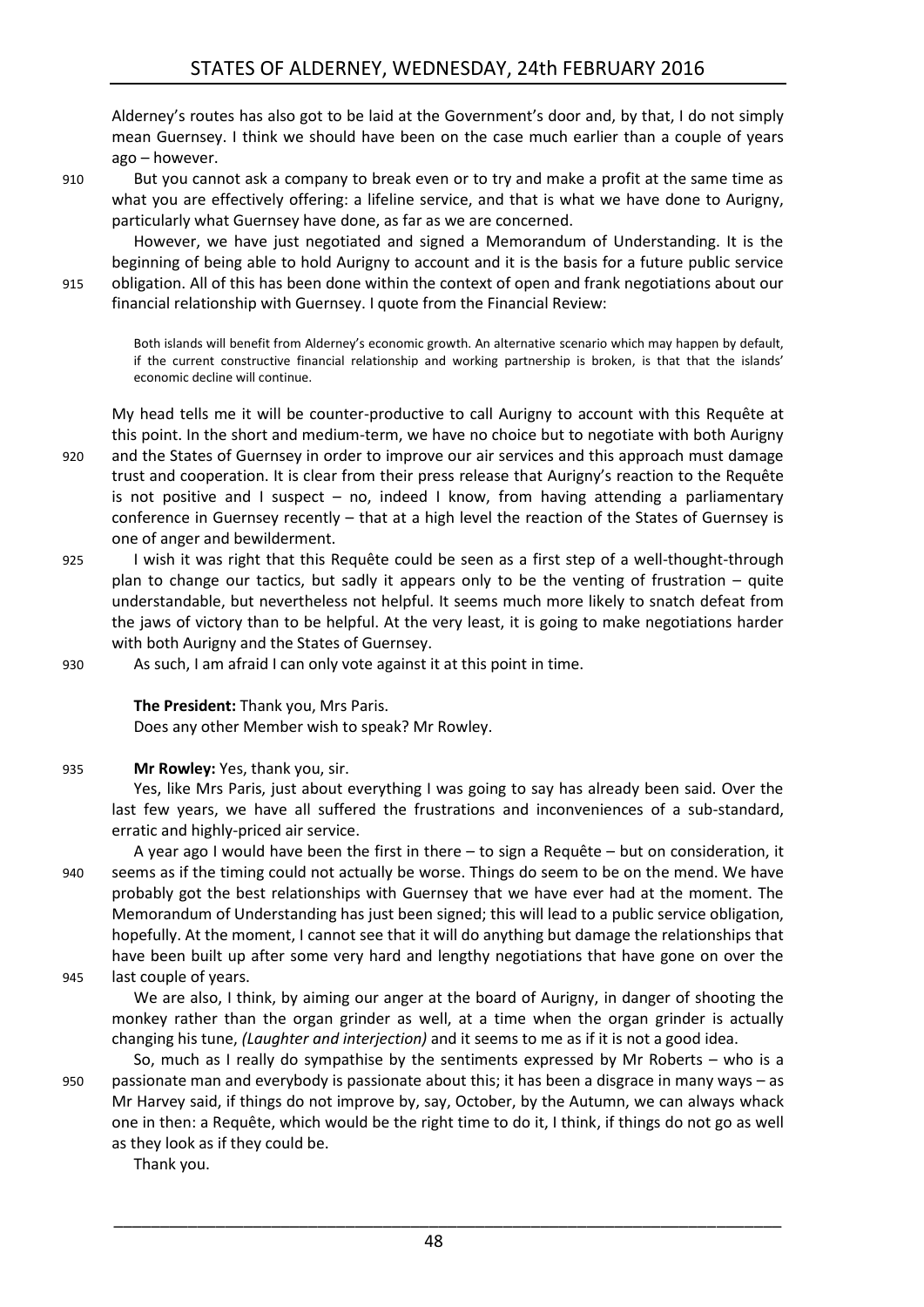Alderney's routes has also got to be laid at the Government's door and, by that, I do not simply mean Guernsey. I think we should have been on the case much earlier than a couple of years ago – however.

910 But you cannot ask a company to break even or to try and make a profit at the same time as what you are effectively offering: a lifeline service, and that is what we have done to Aurigny, particularly what Guernsey have done, as far as we are concerned.

However, we have just negotiated and signed a Memorandum of Understanding. It is the beginning of being able to hold Aurigny to account and it is the basis for a future public service 915 obligation. All of this has been done within the context of open and frank negotiations about our financial relationship with Guernsey. I quote from the Financial Review:

> Both islands will benefit from Alderney's economic growth. An alternative scenario which may happen by default, if the current constructive financial relationship and working partnership is broken, is that that the islands' economic decline will continue.

My head tells me it will be counter-productive to call Aurigny to account with this Requête at this point. In the short and medium-term, we have no choice but to negotiate with both Aurigny 920 and the States of Guernsey in order to improve our air services and this approach must damage trust and cooperation. It is clear from their press release that Aurigny's reaction to the Requête is not positive and I suspect – no, indeed I know, from having attending a parliamentary conference in Guernsey recently – that at a high level the reaction of the States of Guernsey is one of anger and bewilderment.

925 I wish it was right that this Requête could be seen as a first step of a well-thought-through plan to change our tactics, but sadly it appears only to be the venting of frustration – quite understandable, but nevertheless not helpful. It seems much more likely to snatch defeat from the jaws of victory than to be helpful. At the very least, it is going to make negotiations harder with both Aurigny and the States of Guernsey.

930 As such, I am afraid I can only vote against it at this point in time.

**The President:** Thank you, Mrs Paris.
Does any other Member wish to speak? Mr Rowley.

935 **Mr Rowley:** Yes, thank you, sir.

Yes, like Mrs Paris, just about everything I was going to say has already been said. Over the last few years, we have all suffered the frustrations and inconveniences of a sub-standard, erratic and highly-priced air service.

A year ago I would have been the first in there – to sign a Requête – but on consideration, it 940 seems as if the timing could not actually be worse. Things do seem to be on the mend. We have probably got the best relationships with Guernsey that we have ever had at the moment. The Memorandum of Understanding has just been signed; this will lead to a public service obligation, hopefully. At the moment, I cannot see that it will do anything but damage the relationships that have been built up after some very hard and lengthy negotiations that have gone on over the 945 last couple of years.

We are also, I think, by aiming our anger at the board of Aurigny, in danger of shooting the monkey rather than the organ grinder as well, at a time when the organ grinder is actually changing his tune, *(Laughter and interjection)* and it seems to me as if it is not a good idea.

So, much as I really do sympathise by the sentiments expressed by Mr Roberts – who is a 950 passionate man and everybody is passionate about this; it has been a disgrace in many ways – as Mr Harvey said, if things do not improve by, say, October, by the Autumn, we can always whack one in then: a Requête, which would be the right time to do it, I think, if things do not go as well as they look as if they could be.

Thank you.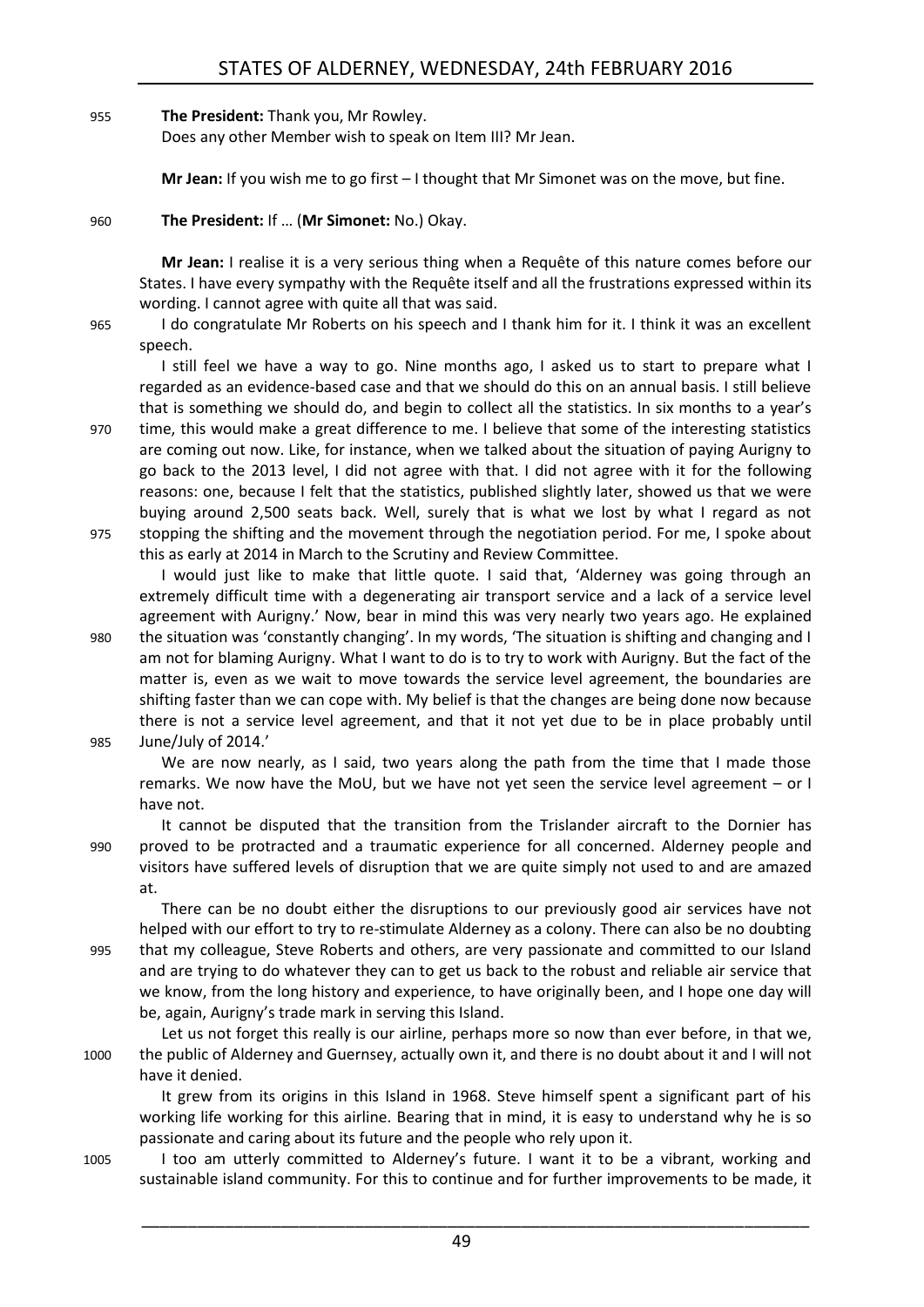**The President:** Thank you, Mr Rowley.

Does any other Member wish to speak on Item III? Mr Jean.

**Mr Jean:** If you wish me to go first – I thought that Mr Simonet was on the move, but fine.

**The President:** If … (**Mr Simonet:** No.) Okay.

**Mr Jean:** I realise it is a very serious thing when a Requête of this nature comes before our States. I have every sympathy with the Requête itself and all the frustrations expressed within its wording. I cannot agree with quite all that was said.

I do congratulate Mr Roberts on his speech and I thank him for it. I think it was an excellent speech.

I still feel we have a way to go. Nine months ago, I asked us to start to prepare what I regarded as an evidence-based case and that we should do this on an annual basis. I still believe that is something we should do, and begin to collect all the statistics. In six months to a year's time, this would make a great difference to me. I believe that some of the interesting statistics are coming out now. Like, for instance, when we talked about the situation of paying Aurigny to go back to the 2013 level, I did not agree with that. I did not agree with it for the following reasons: one, because I felt that the statistics, published slightly later, showed us that we were buying around 2,500 seats back. Well, surely that is what we lost by what I regard as not stopping the shifting and the movement through the negotiation period. For me, I spoke about this as early at 2014 in March to the Scrutiny and Review Committee.

I would just like to make that little quote. I said that, 'Alderney was going through an extremely difficult time with a degenerating air transport service and a lack of a service level agreement with Aurigny.' Now, bear in mind this was very nearly two years ago. He explained the situation was 'constantly changing'. In my words, 'The situation is shifting and changing and I am not for blaming Aurigny. What I want to do is to try to work with Aurigny. But the fact of the matter is, even as we wait to move towards the service level agreement, the boundaries are shifting faster than we can cope with. My belief is that the changes are being done now because there is not a service level agreement, and that it not yet due to be in place probably until June/July of 2014.'

We are now nearly, as I said, two years along the path from the time that I made those remarks. We now have the MoU, but we have not yet seen the service level agreement – or I have not.

It cannot be disputed that the transition from the Trislander aircraft to the Dornier has proved to be protracted and a traumatic experience for all concerned. Alderney people and visitors have suffered levels of disruption that we are quite simply not used to and are amazed at.

There can be no doubt either the disruptions to our previously good air services have not helped with our effort to try to re-stimulate Alderney as a colony. There can also be no doubting that my colleague, Steve Roberts and others, are very passionate and committed to our Island and are trying to do whatever they can to get us back to the robust and reliable air service that we know, from the long history and experience, to have originally been, and I hope one day will be, again, Aurigny's trade mark in serving this Island.

Let us not forget this really is our airline, perhaps more so now than ever before, in that we, the public of Alderney and Guernsey, actually own it, and there is no doubt about it and I will not have it denied.

It grew from its origins in this Island in 1968. Steve himself spent a significant part of his working life working for this airline. Bearing that in mind, it is easy to understand why he is so passionate and caring about its future and the people who rely upon it.

I too am utterly committed to Alderney's future. I want it to be a vibrant, working and sustainable island community. For this to continue and for further improvements to be made, it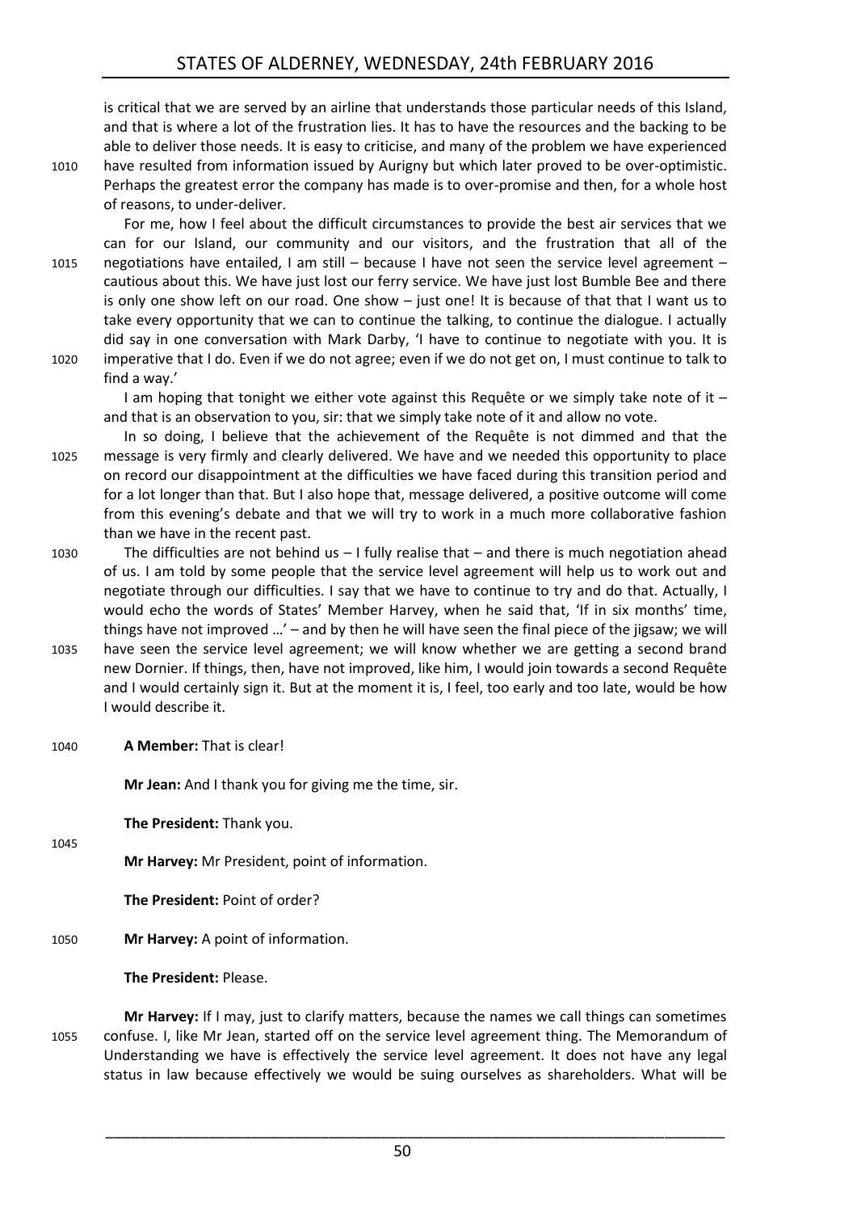is critical that we are served by an airline that understands those particular needs of this Island, and that is where a lot of the frustration lies. It has to have the resources and the backing to be able to deliver those needs. It is easy to criticise, and many of the problem we have experienced have resulted from information issued by Aurigny but which later proved to be over-optimistic. Perhaps the greatest error the company has made is to over-promise and then, for a whole host of reasons, to under-deliver.

For me, how I feel about the difficult circumstances to provide the best air services that we can for our Island, our community and our visitors, and the frustration that all of the negotiations have entailed, I am still – because I have not seen the service level agreement – cautious about this. We have just lost our ferry service. We have just lost Bumble Bee and there is only one show left on our road. One show – just one! It is because of that that I want us to take every opportunity that we can to continue the talking, to continue the dialogue. I actually did say in one conversation with Mark Darby, 'I have to continue to negotiate with you. It is imperative that I do. Even if we do not agree; even if we do not get on, I must continue to talk to find a way.'

I am hoping that tonight we either vote against this Requête or we simply take note of it – and that is an observation to you, sir: that we simply take note of it and allow no vote.

In so doing, I believe that the achievement of the Requête is not dimmed and that the message is very firmly and clearly delivered. We have and we needed this opportunity to place on record our disappointment at the difficulties we have faced during this transition period and for a lot longer than that. But I also hope that, message delivered, a positive outcome will come from this evening's debate and that we will try to work in a much more collaborative fashion than we have in the recent past.

The difficulties are not behind us – I fully realise that – and there is much negotiation ahead of us. I am told by some people that the service level agreement will help us to work out and negotiate through our difficulties. I say that we have to continue to try and do that. Actually, I would echo the words of States' Member Harvey, when he said that, 'If in six months' time, things have not improved …' – and by then he will have seen the final piece of the jigsaw; we will have seen the service level agreement; we will know whether we are getting a second brand new Dornier. If things, then, have not improved, like him, I would join towards a second Requête and I would certainly sign it. But at the moment it is, I feel, too early and too late, would be how I would describe it.

**A Member:** That is clear!

**Mr Jean:** And I thank you for giving me the time, sir.

**The President:** Thank you.

**Mr Harvey:** Mr President, point of information.

**The President:** Point of order?

**Mr Harvey:** A point of information.

**The President:** Please.

**Mr Harvey:** If I may, just to clarify matters, because the names we call things can sometimes confuse. I, like Mr Jean, started off on the service level agreement thing. The Memorandum of Understanding we have is effectively the service level agreement. It does not have any legal status in law because effectively we would be suing ourselves as shareholders. What will be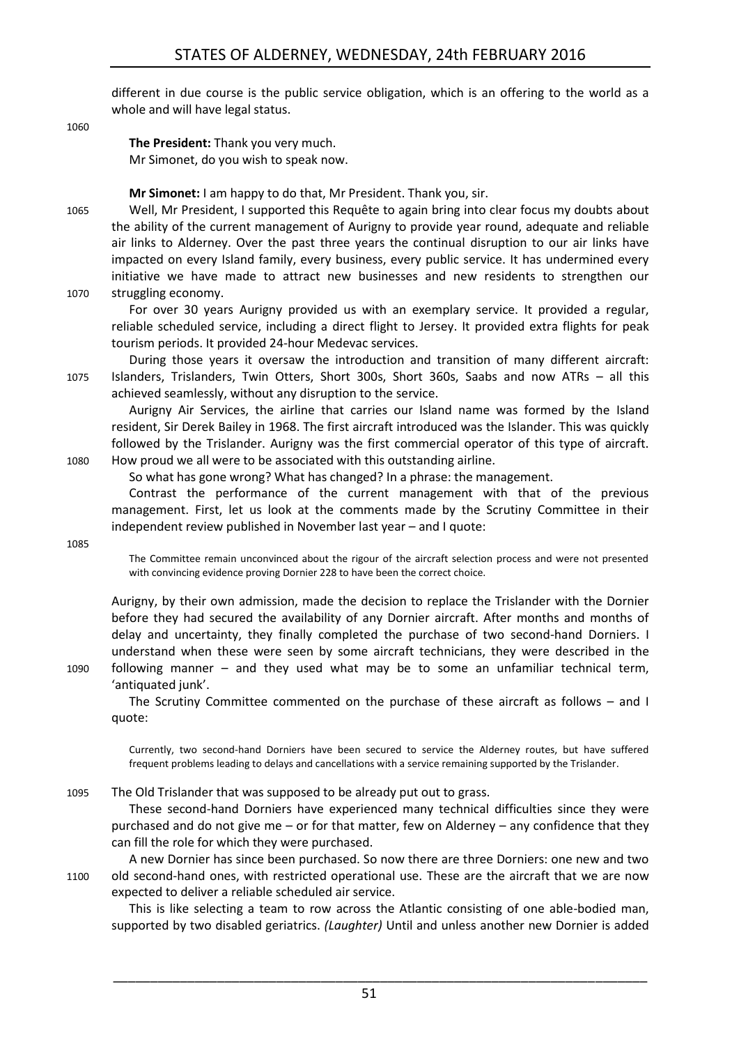different in due course is the public service obligation, which is an offering to the world as a whole and will have legal status.

**The President:** Thank you very much.

Mr Simonet, do you wish to speak now.

**Mr Simonet:** I am happy to do that, Mr President. Thank you, sir.

Well, Mr President, I supported this Requête to again bring into clear focus my doubts about the ability of the current management of Aurigny to provide year round, adequate and reliable air links to Alderney. Over the past three years the continual disruption to our air links have impacted on every Island family, every business, every public service. It has undermined every initiative we have made to attract new businesses and new residents to strengthen our struggling economy.

For over 30 years Aurigny provided us with an exemplary service. It provided a regular, reliable scheduled service, including a direct flight to Jersey. It provided extra flights for peak tourism periods. It provided 24-hour Medevac services.

During those years it oversaw the introduction and transition of many different aircraft: Islanders, Trislanders, Twin Otters, Short 300s, Short 360s, Saabs and now ATRs – all this achieved seamlessly, without any disruption to the service.

Aurigny Air Services, the airline that carries our Island name was formed by the Island resident, Sir Derek Bailey in 1968. The first aircraft introduced was the Islander. This was quickly followed by the Trislander. Aurigny was the first commercial operator of this type of aircraft. How proud we all were to be associated with this outstanding airline.

So what has gone wrong? What has changed? In a phrase: the management.

Contrast the performance of the current management with that of the previous management. First, let us look at the comments made by the Scrutiny Committee in their independent review published in November last year – and I quote:

> The Committee remain unconvinced about the rigour of the aircraft selection process and were not presented with convincing evidence proving Dornier 228 to have been the correct choice.

Aurigny, by their own admission, made the decision to replace the Trislander with the Dornier before they had secured the availability of any Dornier aircraft. After months and months of delay and uncertainty, they finally completed the purchase of two second-hand Dorniers. I understand when these were seen by some aircraft technicians, they were described in the following manner – and they used what may be to some an unfamiliar technical term, 'antiquated junk'.

The Scrutiny Committee commented on the purchase of these aircraft as follows – and I quote:

> Currently, two second-hand Dorniers have been secured to service the Alderney routes, but have suffered frequent problems leading to delays and cancellations with a service remaining supported by the Trislander.

The Old Trislander that was supposed to be already put out to grass.

These second-hand Dorniers have experienced many technical difficulties since they were purchased and do not give me – or for that matter, few on Alderney – any confidence that they can fill the role for which they were purchased.

A new Dornier has since been purchased. So now there are three Dorniers: one new and two old second-hand ones, with restricted operational use. These are the aircraft that we are now expected to deliver a reliable scheduled air service.

This is like selecting a team to row across the Atlantic consisting of one able-bodied man, supported by two disabled geriatrics. *(Laughter)* Until and unless another new Dornier is added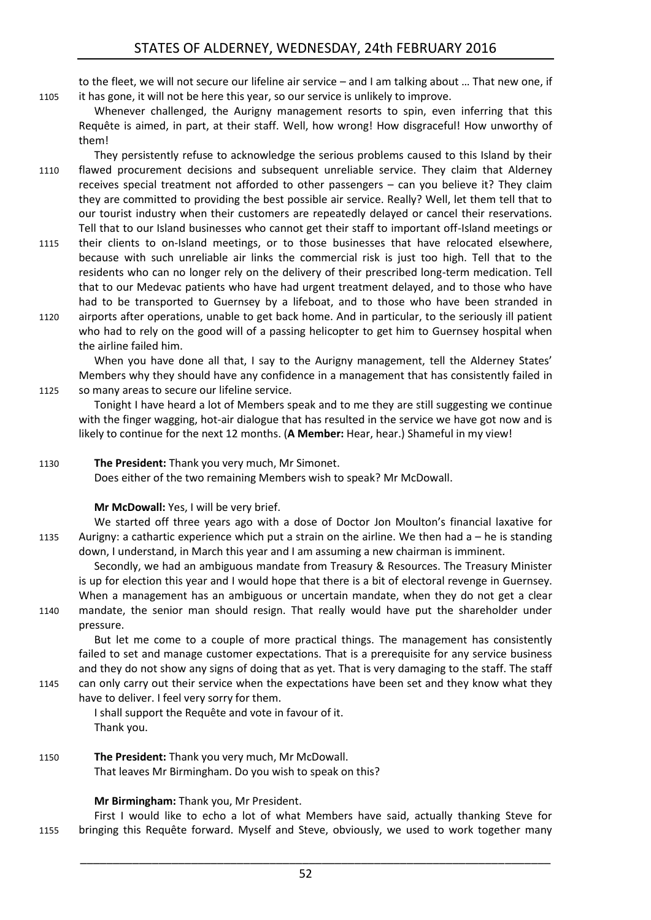to the fleet, we will not secure our lifeline air service – and I am talking about … That new one, if it has gone, it will not be here this year, so our service is unlikely to improve.

Whenever challenged, the Aurigny management resorts to spin, even inferring that this Requête is aimed, in part, at their staff. Well, how wrong! How disgraceful! How unworthy of them!

They persistently refuse to acknowledge the serious problems caused to this Island by their flawed procurement decisions and subsequent unreliable service. They claim that Alderney receives special treatment not afforded to other passengers – can you believe it? They claim they are committed to providing the best possible air service. Really? Well, let them tell that to our tourist industry when their customers are repeatedly delayed or cancel their reservations. Tell that to our Island businesses who cannot get their staff to important off-Island meetings or their clients to on-Island meetings, or to those businesses that have relocated elsewhere, because with such unreliable air links the commercial risk is just too high. Tell that to the residents who can no longer rely on the delivery of their prescribed long-term medication. Tell that to our Medevac patients who have had urgent treatment delayed, and to those who have had to be transported to Guernsey by a lifeboat, and to those who have been stranded in airports after operations, unable to get back home. And in particular, to the seriously ill patient who had to rely on the good will of a passing helicopter to get him to Guernsey hospital when the airline failed him.

When you have done all that, I say to the Aurigny management, tell the Alderney States' Members why they should have any confidence in a management that has consistently failed in so many areas to secure our lifeline service.

Tonight I have heard a lot of Members speak and to me they are still suggesting we continue with the finger wagging, hot-air dialogue that has resulted in the service we have got now and is likely to continue for the next 12 months. (**A Member:** Hear, hear.) Shameful in my view!

**The President:** Thank you very much, Mr Simonet.

Does either of the two remaining Members wish to speak? Mr McDowall.

**Mr McDowall:** Yes, I will be very brief.

We started off three years ago with a dose of Doctor Jon Moulton's financial laxative for Aurigny: a cathartic experience which put a strain on the airline. We then had a – he is standing down, I understand, in March this year and I am assuming a new chairman is imminent.

Secondly, we had an ambiguous mandate from Treasury & Resources. The Treasury Minister is up for election this year and I would hope that there is a bit of electoral revenge in Guernsey. When a management has an ambiguous or uncertain mandate, when they do not get a clear mandate, the senior man should resign. That really would have put the shareholder under pressure.

But let me come to a couple of more practical things. The management has consistently failed to set and manage customer expectations. That is a prerequisite for any service business and they do not show any signs of doing that as yet. That is very damaging to the staff. The staff can only carry out their service when the expectations have been set and they know what they have to deliver. I feel very sorry for them.

I shall support the Requête and vote in favour of it.

Thank you.

**The President:** Thank you very much, Mr McDowall.

That leaves Mr Birmingham. Do you wish to speak on this?

**Mr Birmingham:** Thank you, Mr President.

First I would like to echo a lot of what Members have said, actually thanking Steve for bringing this Requête forward. Myself and Steve, obviously, we used to work together many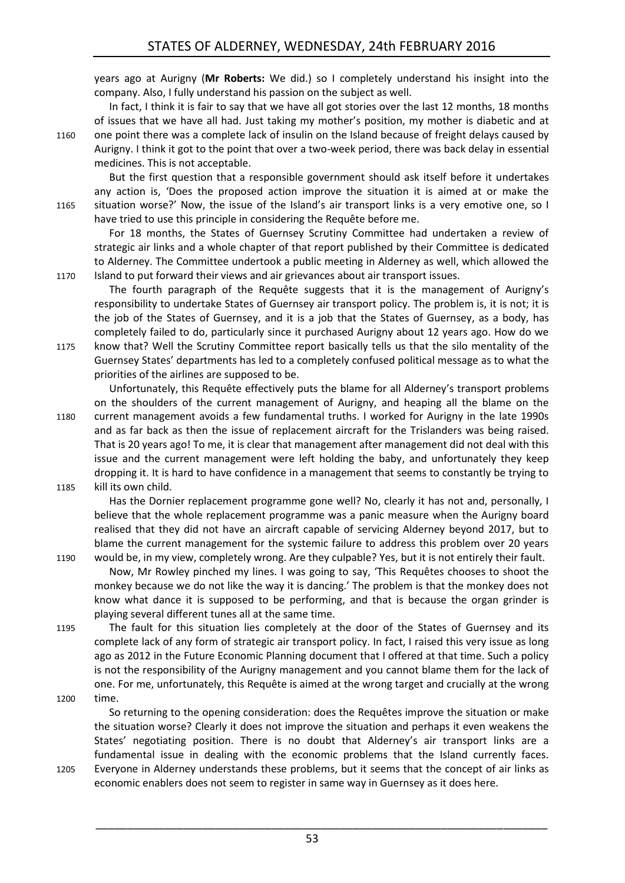years ago at Aurigny (**Mr Roberts:** We did.) so I completely understand his insight into the company. Also, I fully understand his passion on the subject as well.

In fact, I think it is fair to say that we have all got stories over the last 12 months, 18 months of issues that we have all had. Just taking my mother's position, my mother is diabetic and at one point there was a complete lack of insulin on the Island because of freight delays caused by Aurigny. I think it got to the point that over a two-week period, there was back delay in essential medicines. This is not acceptable.

But the first question that a responsible government should ask itself before it undertakes any action is, 'Does the proposed action improve the situation it is aimed at or make the situation worse?' Now, the issue of the Island's air transport links is a very emotive one, so I have tried to use this principle in considering the Requête before me.

For 18 months, the States of Guernsey Scrutiny Committee had undertaken a review of strategic air links and a whole chapter of that report published by their Committee is dedicated to Alderney. The Committee undertook a public meeting in Alderney as well, which allowed the Island to put forward their views and air grievances about air transport issues.

The fourth paragraph of the Requête suggests that it is the management of Aurigny's responsibility to undertake States of Guernsey air transport policy. The problem is, it is not; it is the job of the States of Guernsey, and it is a job that the States of Guernsey, as a body, has completely failed to do, particularly since it purchased Aurigny about 12 years ago. How do we know that? Well the Scrutiny Committee report basically tells us that the silo mentality of the Guernsey States' departments has led to a completely confused political message as to what the priorities of the airlines are supposed to be.

Unfortunately, this Requête effectively puts the blame for all Alderney's transport problems on the shoulders of the current management of Aurigny, and heaping all the blame on the current management avoids a few fundamental truths. I worked for Aurigny in the late 1990s and as far back as then the issue of replacement aircraft for the Trislanders was being raised. That is 20 years ago! To me, it is clear that management after management did not deal with this issue and the current management were left holding the baby, and unfortunately they keep dropping it. It is hard to have confidence in a management that seems to constantly be trying to kill its own child.

Has the Dornier replacement programme gone well? No, clearly it has not and, personally, I believe that the whole replacement programme was a panic measure when the Aurigny board realised that they did not have an aircraft capable of servicing Alderney beyond 2017, but to blame the current management for the systemic failure to address this problem over 20 years would be, in my view, completely wrong. Are they culpable? Yes, but it is not entirely their fault.

Now, Mr Rowley pinched my lines. I was going to say, 'This Requêtes chooses to shoot the monkey because we do not like the way it is dancing.' The problem is that the monkey does not know what dance it is supposed to be performing, and that is because the organ grinder is playing several different tunes all at the same time.

The fault for this situation lies completely at the door of the States of Guernsey and its complete lack of any form of strategic air transport policy. In fact, I raised this very issue as long ago as 2012 in the Future Economic Planning document that I offered at that time. Such a policy is not the responsibility of the Aurigny management and you cannot blame them for the lack of one. For me, unfortunately, this Requête is aimed at the wrong target and crucially at the wrong time.

So returning to the opening consideration: does the Requêtes improve the situation or make the situation worse? Clearly it does not improve the situation and perhaps it even weakens the States' negotiating position. There is no doubt that Alderney's air transport links are a fundamental issue in dealing with the economic problems that the Island currently faces. Everyone in Alderney understands these problems, but it seems that the concept of air links as economic enablers does not seem to register in same way in Guernsey as it does here.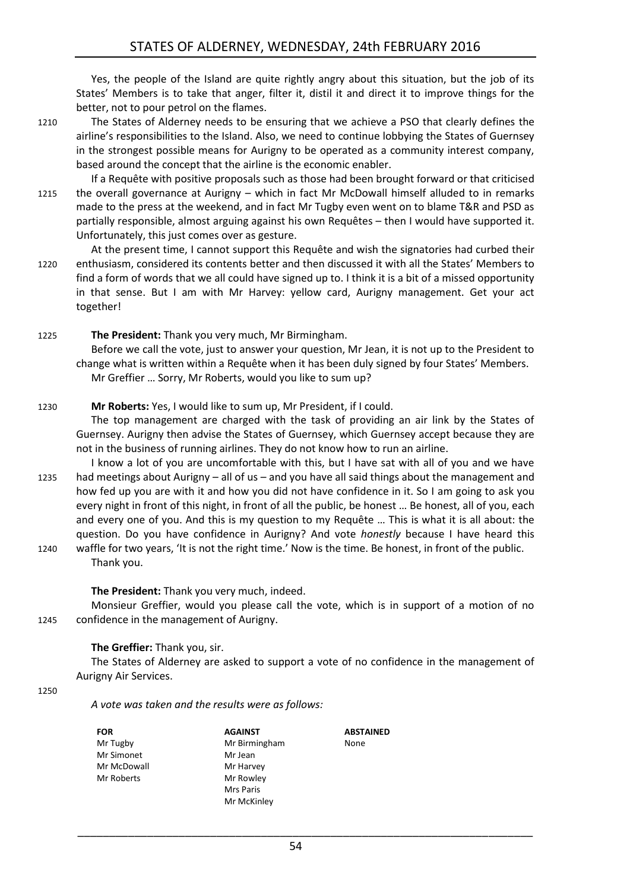Yes, the people of the Island are quite rightly angry about this situation, but the job of its States' Members is to take that anger, filter it, distil it and direct it to improve things for the better, not to pour petrol on the flames.

The States of Alderney needs to be ensuring that we achieve a PSO that clearly defines the airline's responsibilities to the Island. Also, we need to continue lobbying the States of Guernsey in the strongest possible means for Aurigny to be operated as a community interest company, based around the concept that the airline is the economic enabler.

If a Requête with positive proposals such as those had been brought forward or that criticised the overall governance at Aurigny – which in fact Mr McDowall himself alluded to in remarks made to the press at the weekend, and in fact Mr Tugby even went on to blame T&R and PSD as partially responsible, almost arguing against his own Requêtes – then I would have supported it. Unfortunately, this just comes over as gesture.

At the present time, I cannot support this Requête and wish the signatories had curbed their enthusiasm, considered its contents better and then discussed it with all the States' Members to find a form of words that we all could have signed up to. I think it is a bit of a missed opportunity in that sense. But I am with Mr Harvey: yellow card, Aurigny management. Get your act together!

**The President:** Thank you very much, Mr Birmingham.

Before we call the vote, just to answer your question, Mr Jean, it is not up to the President to change what is written within a Requête when it has been duly signed by four States' Members.

Mr Greffier … Sorry, Mr Roberts, would you like to sum up?

**Mr Roberts:** Yes, I would like to sum up, Mr President, if I could.

The top management are charged with the task of providing an air link by the States of Guernsey. Aurigny then advise the States of Guernsey, which Guernsey accept because they are not in the business of running airlines. They do not know how to run an airline.

I know a lot of you are uncomfortable with this, but I have sat with all of you and we have had meetings about Aurigny – all of us – and you have all said things about the management and how fed up you are with it and how you did not have confidence in it. So I am going to ask you every night in front of this night, in front of all the public, be honest … Be honest, all of you, each and every one of you. And this is my question to my Requête … This is what it is all about: the question. Do you have confidence in Aurigny? And vote *honestly* because I have heard this waffle for two years, 'It is not the right time.' Now is the time. Be honest, in front of the public.

Thank you.

**The President:** Thank you very much, indeed.

Monsieur Greffier, would you please call the vote, which is in support of a motion of no confidence in the management of Aurigny.

**The Greffier:** Thank you, sir.

The States of Alderney are asked to support a vote of no confidence in the management of Aurigny Air Services.

*A vote was taken and the results were as follows:*

| FOR | AGAINST | ABSTAINED |
|---|---|---|
| Mr Tugby | Mr Birmingham | None |
| Mr Simonet | Mr Jean | |
| Mr McDowall | Mr Harvey | |
| Mr Roberts | Mr Rowley | |
| | Mrs Paris | |
| | Mr McKinley | |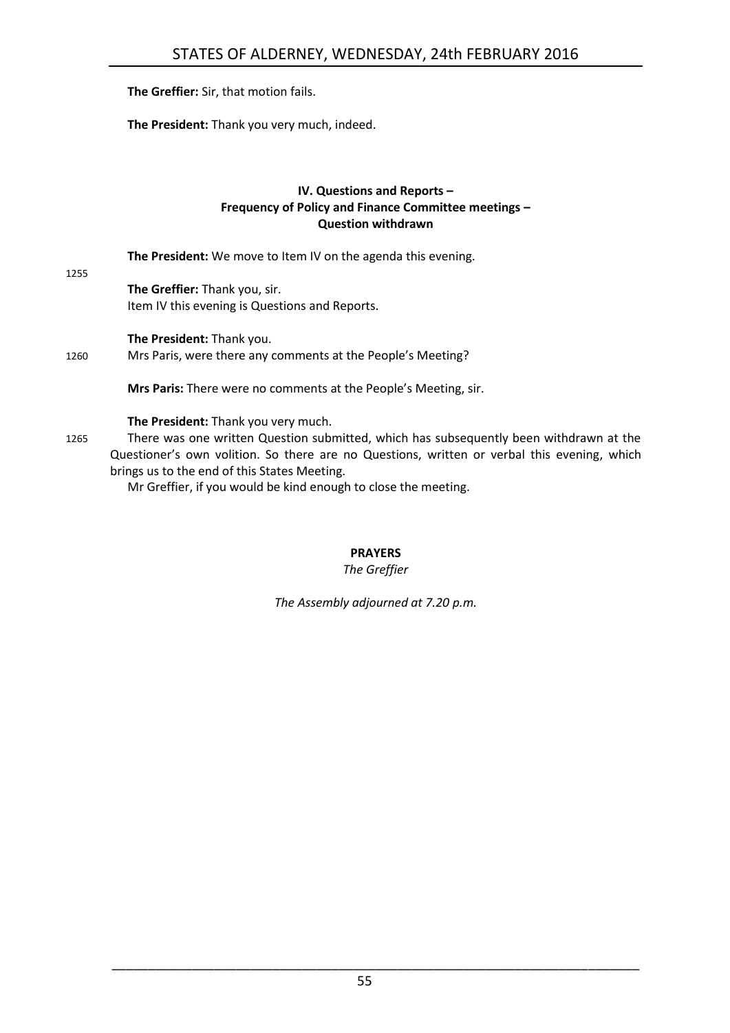**The Greffier:** Sir, that motion fails.

**The President:** Thank you very much, indeed.

### IV. Questions and Reports – Frequency of Policy and Finance Committee meetings – Question withdrawn

**The President:** We move to Item IV on the agenda this evening.

1255

**The Greffier:** Thank you, sir.
Item IV this evening is Questions and Reports.

**The President:** Thank you.

1260 Mrs Paris, were there any comments at the People's Meeting?

**Mrs Paris:** There were no comments at the People's Meeting, sir.

**The President:** Thank you very much.

1265 There was one written Question submitted, which has subsequently been withdrawn at the Questioner's own volition. So there are no Questions, written or verbal this evening, which brings us to the end of this States Meeting.

Mr Greffier, if you would be kind enough to close the meeting.

**PRAYERS**
*The Greffier*

*The Assembly adjourned at 7.20 p.m.*